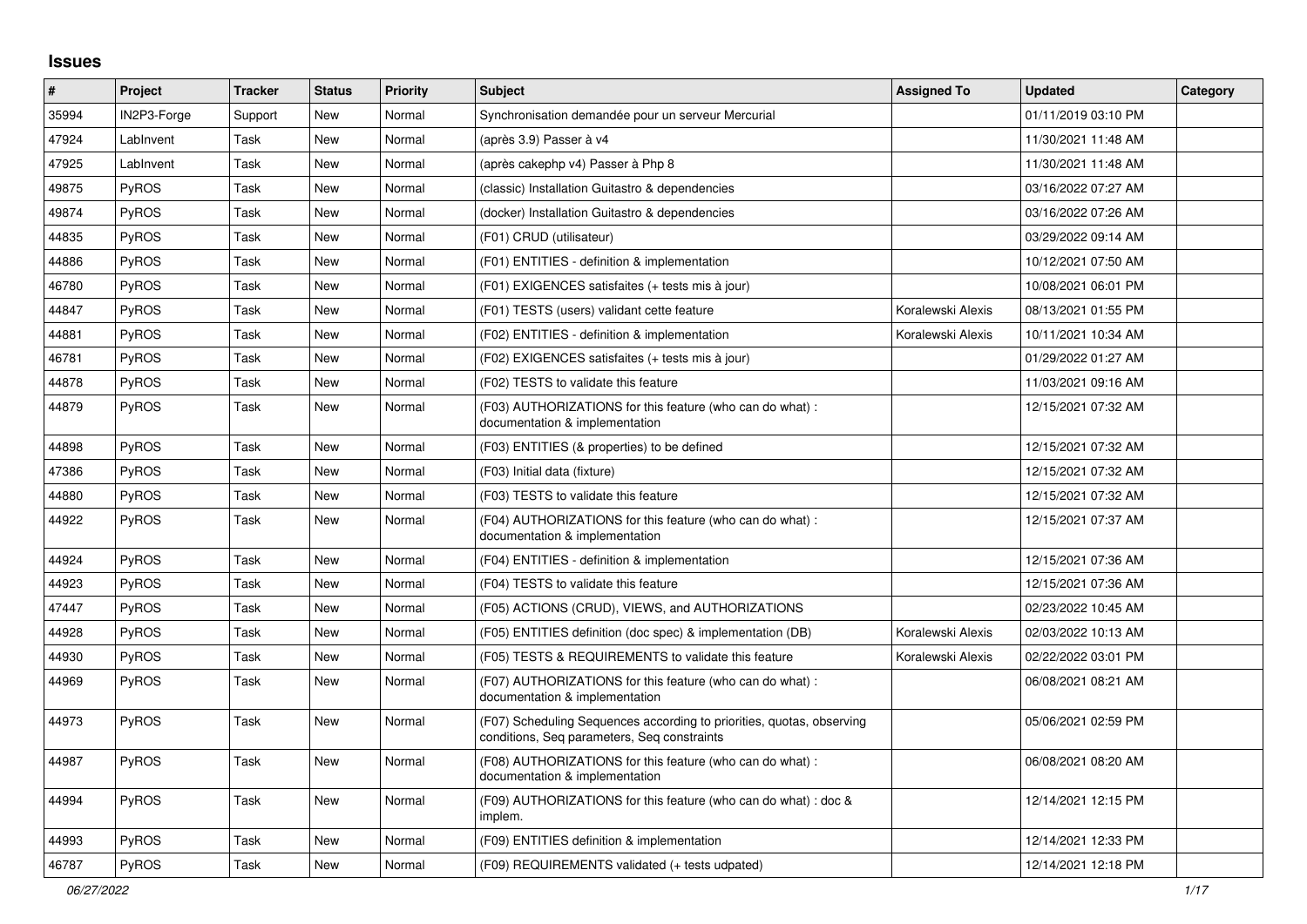# Issues

| # | Project | Tracker | Status | Priority | Subject | Assigned To | Updated | Category |
|---|---|---|---|---|---|---|---|---|
| 35994 | IN2P3-Forge | Support | New | Normal | Synchronisation demandée pour un serveur Mercurial | | 01/11/2019 03:10 PM | |
| 47924 | LabInvent | Task | New | Normal | (après 3.9) Passer à v4 | | 11/30/2021 11:48 AM | |
| 47925 | LabInvent | Task | New | Normal | (après cakephp v4) Passer à Php 8 | | 11/30/2021 11:48 AM | |
| 49875 | PyROS | Task | New | Normal | (classic) Installation Guitastro & dependencies | | 03/16/2022 07:27 AM | |
| 49874 | PyROS | Task | New | Normal | (docker) Installation Guitastro & dependencies | | 03/16/2022 07:26 AM | |
| 44835 | PyROS | Task | New | Normal | (F01) CRUD (utilisateur) | | 03/29/2022 09:14 AM | |
| 44886 | PyROS | Task | New | Normal | (F01) ENTITIES - definition & implementation | | 10/12/2021 07:50 AM | |
| 46780 | PyROS | Task | New | Normal | (F01) EXIGENCES satisfaites (+ tests mis à jour) | | 10/08/2021 06:01 PM | |
| 44847 | PyROS | Task | New | Normal | (F01) TESTS (users) validant cette feature | Koralewski Alexis | 08/13/2021 01:55 PM | |
| 44881 | PyROS | Task | New | Normal | (F02) ENTITIES - definition & implementation | Koralewski Alexis | 10/11/2021 10:34 AM | |
| 46781 | PyROS | Task | New | Normal | (F02) EXIGENCES satisfaites (+ tests mis à jour) | | 01/29/2022 01:27 AM | |
| 44878 | PyROS | Task | New | Normal | (F02) TESTS to validate this feature | | 11/03/2021 09:16 AM | |
| 44879 | PyROS | Task | New | Normal | (F03) AUTHORIZATIONS for this feature (who can do what) : documentation & implementation | | 12/15/2021 07:32 AM | |
| 44898 | PyROS | Task | New | Normal | (F03) ENTITIES (& properties) to be defined | | 12/15/2021 07:32 AM | |
| 47386 | PyROS | Task | New | Normal | (F03) Initial data (fixture) | | 12/15/2021 07:32 AM | |
| 44880 | PyROS | Task | New | Normal | (F03) TESTS to validate this feature | | 12/15/2021 07:32 AM | |
| 44922 | PyROS | Task | New | Normal | (F04) AUTHORIZATIONS for this feature (who can do what) : documentation & implementation | | 12/15/2021 07:37 AM | |
| 44924 | PyROS | Task | New | Normal | (F04) ENTITIES - definition & implementation | | 12/15/2021 07:36 AM | |
| 44923 | PyROS | Task | New | Normal | (F04) TESTS to validate this feature | | 12/15/2021 07:36 AM | |
| 47447 | PyROS | Task | New | Normal | (F05) ACTIONS (CRUD), VIEWS, and AUTHORIZATIONS | | 02/23/2022 10:45 AM | |
| 44928 | PyROS | Task | New | Normal | (F05) ENTITIES definition (doc spec) & implementation (DB) | Koralewski Alexis | 02/03/2022 10:13 AM | |
| 44930 | PyROS | Task | New | Normal | (F05) TESTS & REQUIREMENTS to validate this feature | Koralewski Alexis | 02/22/2022 03:01 PM | |
| 44969 | PyROS | Task | New | Normal | (F07) AUTHORIZATIONS for this feature (who can do what) : documentation & implementation | | 06/08/2021 08:21 AM | |
| 44973 | PyROS | Task | New | Normal | (F07) Scheduling Sequences according to priorities, quotas, observing conditions, Seq parameters, Seq constraints | | 05/06/2021 02:59 PM | |
| 44987 | PyROS | Task | New | Normal | (F08) AUTHORIZATIONS for this feature (who can do what) : documentation & implementation | | 06/08/2021 08:20 AM | |
| 44994 | PyROS | Task | New | Normal | (F09) AUTHORIZATIONS for this feature (who can do what) : doc & implem. | | 12/14/2021 12:15 PM | |
| 44993 | PyROS | Task | New | Normal | (F09) ENTITIES definition & implementation | | 12/14/2021 12:33 PM | |
| 46787 | PyROS | Task | New | Normal | (F09) REQUIREMENTS validated (+ tests udpated) | | 12/14/2021 12:18 PM | |

*06/27/2022*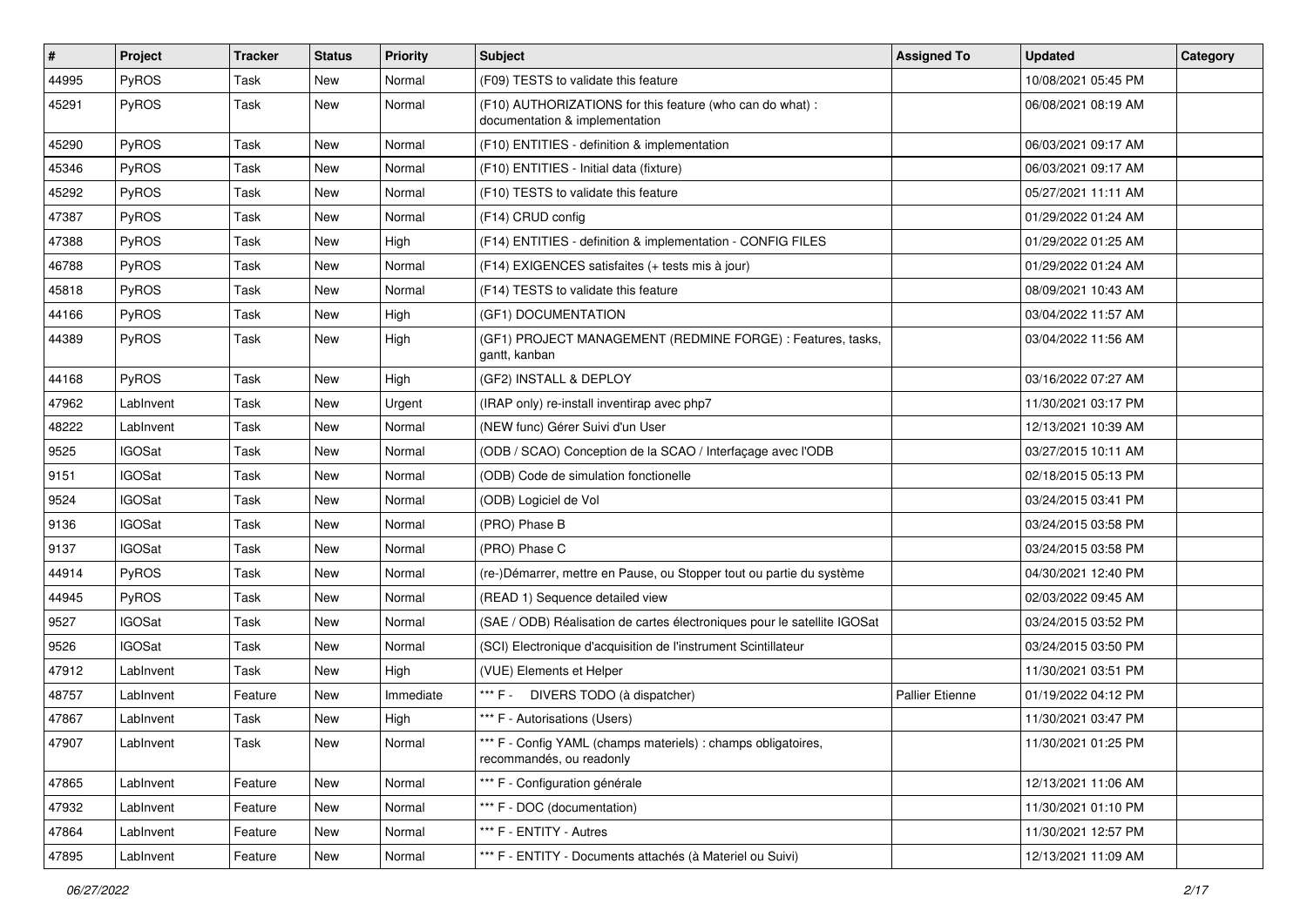| # | Project | Tracker | Status | Priority | Subject | Assigned To | Updated | Category |
|---|---|---|---|---|---|---|---|---|
| 44995 | PyROS | Task | New | Normal | (F09) TESTS to validate this feature | | 10/08/2021 05:45 PM | |
| 45291 | PyROS | Task | New | Normal | (F10) AUTHORIZATIONS for this feature (who can do what) : documentation & implementation | | 06/08/2021 08:19 AM | |
| 45290 | PyROS | Task | New | Normal | (F10) ENTITIES - definition & implementation | | 06/03/2021 09:17 AM | |
| 45346 | PyROS | Task | New | Normal | (F10) ENTITIES - Initial data (fixture) | | 06/03/2021 09:17 AM | |
| 45292 | PyROS | Task | New | Normal | (F10) TESTS to validate this feature | | 05/27/2021 11:11 AM | |
| 47387 | PyROS | Task | New | Normal | (F14) CRUD config | | 01/29/2022 01:24 AM | |
| 47388 | PyROS | Task | New | High | (F14) ENTITIES - definition & implementation - CONFIG FILES | | 01/29/2022 01:25 AM | |
| 46788 | PyROS | Task | New | Normal | (F14) EXIGENCES satisfaites (+ tests mis à jour) | | 01/29/2022 01:24 AM | |
| 45818 | PyROS | Task | New | Normal | (F14) TESTS to validate this feature | | 08/09/2021 10:43 AM | |
| 44166 | PyROS | Task | New | High | (GF1) DOCUMENTATION | | 03/04/2022 11:57 AM | |
| 44389 | PyROS | Task | New | High | (GF1) PROJECT MANAGEMENT (REDMINE FORGE) : Features, tasks, gantt, kanban | | 03/04/2022 11:56 AM | |
| 44168 | PyROS | Task | New | High | (GF2) INSTALL & DEPLOY | | 03/16/2022 07:27 AM | |
| 47962 | LabInvent | Task | New | Urgent | (IRAP only) re-install inventirap avec php7 | | 11/30/2021 03:17 PM | |
| 48222 | LabInvent | Task | New | Normal | (NEW func) Gérer Suivi d'un User | | 12/13/2021 10:39 AM | |
| 9525 | IGOSat | Task | New | Normal | (ODB / SCAO) Conception de la SCAO / Interfaçage avec l'ODB | | 03/27/2015 10:11 AM | |
| 9151 | IGOSat | Task | New | Normal | (ODB) Code de simulation fonctionelle | | 02/18/2015 05:13 PM | |
| 9524 | IGOSat | Task | New | Normal | (ODB) Logiciel de Vol | | 03/24/2015 03:41 PM | |
| 9136 | IGOSat | Task | New | Normal | (PRO) Phase B | | 03/24/2015 03:58 PM | |
| 9137 | IGOSat | Task | New | Normal | (PRO) Phase C | | 03/24/2015 03:58 PM | |
| 44914 | PyROS | Task | New | Normal | (re-)Démarrer, mettre en Pause, ou Stopper tout ou partie du système | | 04/30/2021 12:40 PM | |
| 44945 | PyROS | Task | New | Normal | (READ 1) Sequence detailed view | | 02/03/2022 09:45 AM | |
| 9527 | IGOSat | Task | New | Normal | (SAE / ODB) Réalisation de cartes électroniques pour le satellite IGOSat | | 03/24/2015 03:52 PM | |
| 9526 | IGOSat | Task | New | Normal | (SCI) Electronique d'acquisition de l'instrument Scintillateur | | 03/24/2015 03:50 PM | |
| 47912 | LabInvent | Task | New | High | (VUE) Elements et Helper | | 11/30/2021 03:51 PM | |
| 48757 | LabInvent | Feature | New | Immediate | *** F - DIVERS TODO (à dispatcher) | Pallier Etienne | 01/19/2022 04:12 PM | |
| 47867 | LabInvent | Task | New | High | *** F - Autorisations (Users) | | 11/30/2021 03:47 PM | |
| 47907 | LabInvent | Task | New | Normal | *** F - Config YAML (champs materiels) : champs obligatoires, recommandés, ou readonly | | 11/30/2021 01:25 PM | |
| 47865 | LabInvent | Feature | New | Normal | *** F - Configuration générale | | 12/13/2021 11:06 AM | |
| 47932 | LabInvent | Feature | New | Normal | *** F - DOC (documentation) | | 11/30/2021 01:10 PM | |
| 47864 | LabInvent | Feature | New | Normal | *** F - ENTITY - Autres | | 11/30/2021 12:57 PM | |
| 47895 | LabInvent | Feature | New | Normal | *** F - ENTITY - Documents attachés (à Materiel ou Suivi) | | 12/13/2021 11:09 AM | |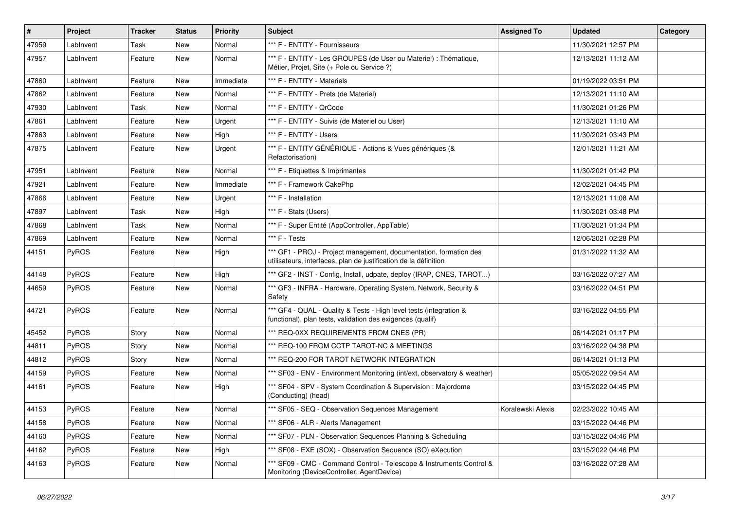| # | Project | Tracker | Status | Priority | Subject | Assigned To | Updated | Category |
|---|---|---|---|---|---|---|---|---|
| 47959 | LabInvent | Task | New | Normal | *** F - ENTITY - Fournisseurs | | 11/30/2021 12:57 PM | |
| 47957 | LabInvent | Feature | New | Normal | *** F - ENTITY - Les GROUPES (de User ou Materiel) : Thématique, Métier, Projet, Site (+ Pole ou Service ?) | | 12/13/2021 11:12 AM | |
| 47860 | LabInvent | Feature | New | Immediate | *** F - ENTITY - Materiels | | 01/19/2022 03:51 PM | |
| 47862 | LabInvent | Feature | New | Normal | *** F - ENTITY - Prets (de Materiel) | | 12/13/2021 11:10 AM | |
| 47930 | LabInvent | Task | New | Normal | *** F - ENTITY - QrCode | | 11/30/2021 01:26 PM | |
| 47861 | LabInvent | Feature | New | Urgent | *** F - ENTITY - Suivis (de Materiel ou User) | | 12/13/2021 11:10 AM | |
| 47863 | LabInvent | Feature | New | High | *** F - ENTITY - Users | | 11/30/2021 03:43 PM | |
| 47875 | LabInvent | Feature | New | Urgent | *** F - ENTITY GÉNÉRIQUE - Actions & Vues génériques (& Refactorisation) | | 12/01/2021 11:21 AM | |
| 47951 | LabInvent | Feature | New | Normal | *** F - Etiquettes & Imprimantes | | 11/30/2021 01:42 PM | |
| 47921 | LabInvent | Feature | New | Immediate | *** F - Framework CakePhp | | 12/02/2021 04:45 PM | |
| 47866 | LabInvent | Feature | New | Urgent | *** F - Installation | | 12/13/2021 11:08 AM | |
| 47897 | LabInvent | Task | New | High | *** F - Stats (Users) | | 11/30/2021 03:48 PM | |
| 47868 | LabInvent | Task | New | Normal | *** F - Super Entité (AppController, AppTable) | | 11/30/2021 01:34 PM | |
| 47869 | LabInvent | Feature | New | Normal | *** F - Tests | | 12/06/2021 02:28 PM | |
| 44151 | PyROS | Feature | New | High | *** GF1 - PROJ - Project management, documentation, formation des utilisateurs, interfaces, plan de justification de la définition | | 01/31/2022 11:32 AM | |
| 44148 | PyROS | Feature | New | High | *** GF2 - INST - Config, Install, udpate, deploy (IRAP, CNES, TAROT...) | | 03/16/2022 07:27 AM | |
| 44659 | PyROS | Feature | New | Normal | *** GF3 - INFRA - Hardware, Operating System, Network, Security & Safety | | 03/16/2022 04:51 PM | |
| 44721 | PyROS | Feature | New | Normal | *** GF4 - QUAL - Quality & Tests - High level tests (integration & functional), plan tests, validation des exigences (qualif) | | 03/16/2022 04:55 PM | |
| 45452 | PyROS | Story | New | Normal | *** REQ-0XX REQUIREMENTS FROM CNES (PR) | | 06/14/2021 01:17 PM | |
| 44811 | PyROS | Story | New | Normal | *** REQ-100 FROM CCTP TAROT-NC & MEETINGS | | 03/16/2022 04:38 PM | |
| 44812 | PyROS | Story | New | Normal | *** REQ-200 FOR TAROT NETWORK INTEGRATION | | 06/14/2021 01:13 PM | |
| 44159 | PyROS | Feature | New | Normal | *** SF03 - ENV - Environment Monitoring (int/ext, observatory & weather) | | 05/05/2022 09:54 AM | |
| 44161 | PyROS | Feature | New | High | *** SF04 - SPV - System Coordination & Supervision : Majordome (Conducting) (head) | | 03/15/2022 04:45 PM | |
| 44153 | PyROS | Feature | New | Normal | *** SF05 - SEQ - Observation Sequences Management | Koralewski Alexis | 02/23/2022 10:45 AM | |
| 44158 | PyROS | Feature | New | Normal | *** SF06 - ALR - Alerts Management | | 03/15/2022 04:46 PM | |
| 44160 | PyROS | Feature | New | Normal | *** SF07 - PLN - Observation Sequences Planning & Scheduling | | 03/15/2022 04:46 PM | |
| 44162 | PyROS | Feature | New | High | *** SF08 - EXE (SOX) - Observation Sequence (SO) eXecution | | 03/15/2022 04:46 PM | |
| 44163 | PyROS | Feature | New | Normal | *** SF09 - CMC - Command Control - Telescope & Instruments Control & Monitoring (DeviceController, AgentDevice) | | 03/16/2022 07:28 AM | |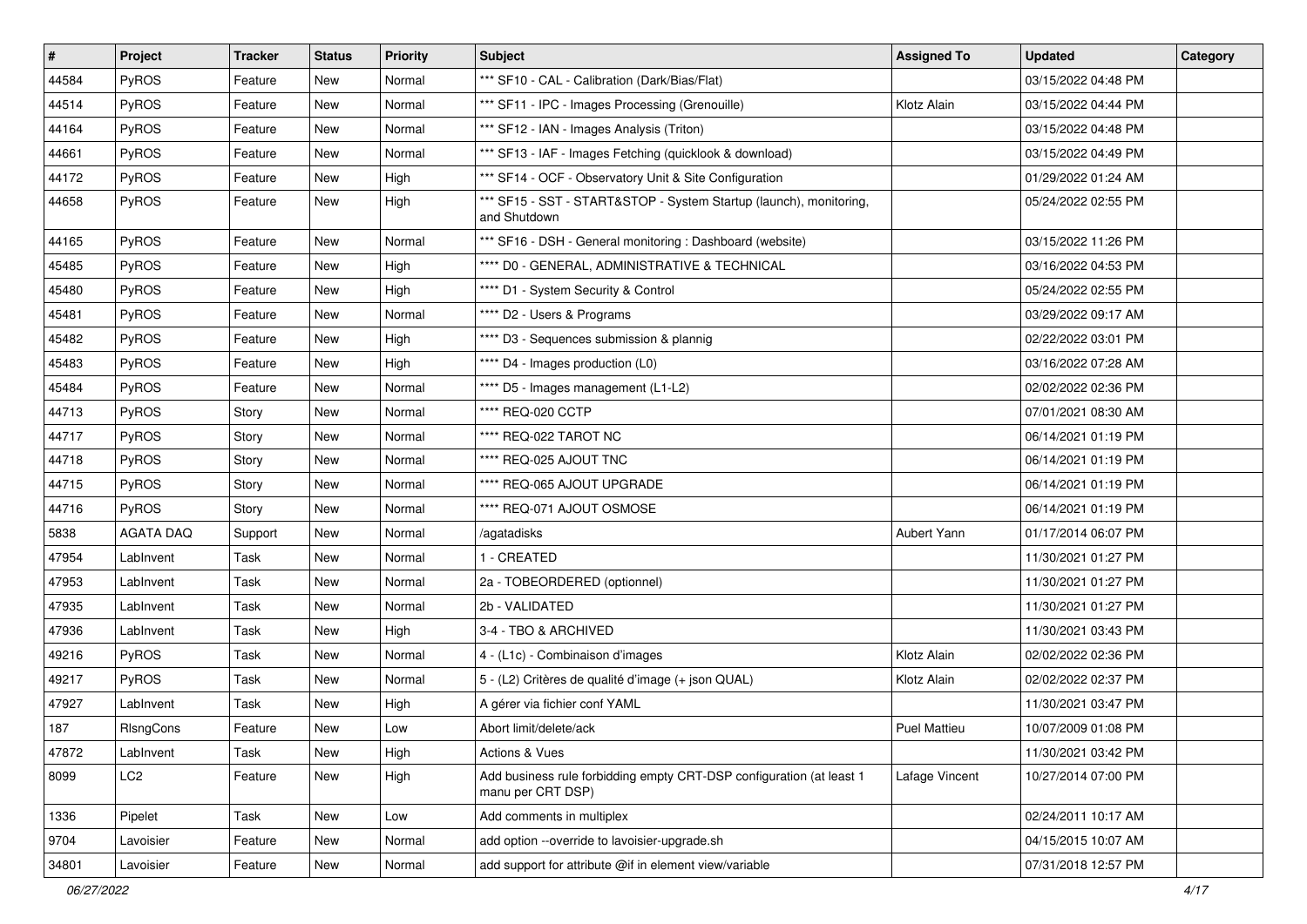| # | Project | Tracker | Status | Priority | Subject | Assigned To | Updated | Category |
|---|---|---|---|---|---|---|---|---|
| 44584 | PyROS | Feature | New | Normal | *** SF10 - CAL - Calibration (Dark/Bias/Flat) | | 03/15/2022 04:48 PM | |
| 44514 | PyROS | Feature | New | Normal | *** SF11 - IPC - Images Processing (Grenouille) | Klotz Alain | 03/15/2022 04:44 PM | |
| 44164 | PyROS | Feature | New | Normal | *** SF12 - IAN - Images Analysis (Triton) | | 03/15/2022 04:48 PM | |
| 44661 | PyROS | Feature | New | Normal | *** SF13 - IAF - Images Fetching (quicklook & download) | | 03/15/2022 04:49 PM | |
| 44172 | PyROS | Feature | New | High | *** SF14 - OCF - Observatory Unit & Site Configuration | | 01/29/2022 01:24 AM | |
| 44658 | PyROS | Feature | New | High | *** SF15 - SST - START&STOP - System Startup (launch), monitoring, and Shutdown | | 05/24/2022 02:55 PM | |
| 44165 | PyROS | Feature | New | Normal | *** SF16 - DSH - General monitoring : Dashboard (website) | | 03/15/2022 11:26 PM | |
| 45485 | PyROS | Feature | New | High | **** D0 - GENERAL, ADMINISTRATIVE & TECHNICAL | | 03/16/2022 04:53 PM | |
| 45480 | PyROS | Feature | New | High | **** D1 - System Security & Control | | 05/24/2022 02:55 PM | |
| 45481 | PyROS | Feature | New | Normal | **** D2 - Users & Programs | | 03/29/2022 09:17 AM | |
| 45482 | PyROS | Feature | New | High | **** D3 - Sequences submission & plannig | | 02/22/2022 03:01 PM | |
| 45483 | PyROS | Feature | New | High | **** D4 - Images production (L0) | | 03/16/2022 07:28 AM | |
| 45484 | PyROS | Feature | New | Normal | **** D5 - Images management (L1-L2) | | 02/02/2022 02:36 PM | |
| 44713 | PyROS | Story | New | Normal | **** REQ-020 CCTP | | 07/01/2021 08:30 AM | |
| 44717 | PyROS | Story | New | Normal | **** REQ-022 TAROT NC | | 06/14/2021 01:19 PM | |
| 44718 | PyROS | Story | New | Normal | **** REQ-025 AJOUT TNC | | 06/14/2021 01:19 PM | |
| 44715 | PyROS | Story | New | Normal | **** REQ-065 AJOUT UPGRADE | | 06/14/2021 01:19 PM | |
| 44716 | PyROS | Story | New | Normal | **** REQ-071 AJOUT OSMOSE | | 06/14/2021 01:19 PM | |
| 5838 | AGATA DAQ | Support | New | Normal | /agatadisks | Aubert Yann | 01/17/2014 06:07 PM | |
| 47954 | LabInvent | Task | New | Normal | 1 - CREATED | | 11/30/2021 01:27 PM | |
| 47953 | LabInvent | Task | New | Normal | 2a - TOBEORDERED (optionnel) | | 11/30/2021 01:27 PM | |
| 47935 | LabInvent | Task | New | Normal | 2b - VALIDATED | | 11/30/2021 01:27 PM | |
| 47936 | LabInvent | Task | New | High | 3-4 - TBO & ARCHIVED | | 11/30/2021 03:43 PM | |
| 49216 | PyROS | Task | New | Normal | 4 - (L1c) - Combinaison d'images | Klotz Alain | 02/02/2022 02:36 PM | |
| 49217 | PyROS | Task | New | Normal | 5 - (L2) Critères de qualité d'image (+ json QUAL) | Klotz Alain | 02/02/2022 02:37 PM | |
| 47927 | LabInvent | Task | New | High | A gérer via fichier conf YAML | | 11/30/2021 03:47 PM | |
| 187 | RlsngCons | Feature | New | Low | Abort limit/delete/ack | Puel Mattieu | 10/07/2009 01:08 PM | |
| 47872 | LabInvent | Task | New | High | Actions & Vues | | 11/30/2021 03:42 PM | |
| 8099 | LC2 | Feature | New | High | Add business rule forbidding empty CRT-DSP configuration (at least 1 manu per CRT DSP) | Lafage Vincent | 10/27/2014 07:00 PM | |
| 1336 | Pipelet | Task | New | Low | Add comments in multiplex | | 02/24/2011 10:17 AM | |
| 9704 | Lavoisier | Feature | New | Normal | add option --override to lavoisier-upgrade.sh | | 04/15/2015 10:07 AM | |
| 34801 | Lavoisier | Feature | New | Normal | add support for attribute @if in element view/variable | | 07/31/2018 12:57 PM | |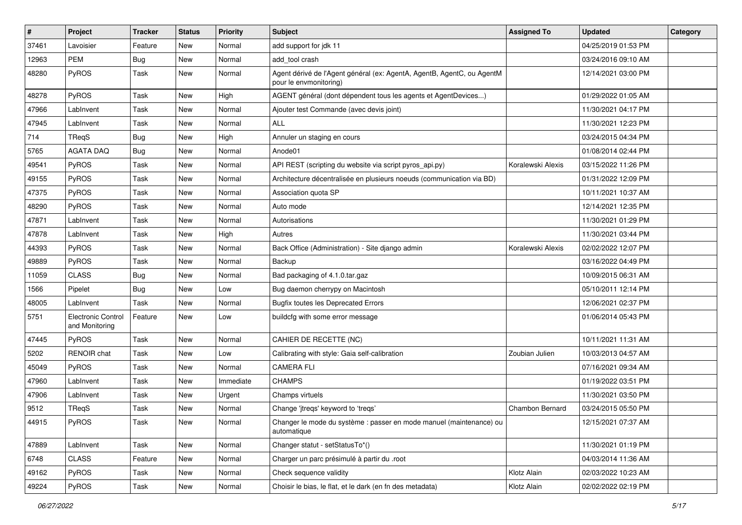| # | Project | Tracker | Status | Priority | Subject | Assigned To | Updated | Category |
|---|---|---|---|---|---|---|---|---|
| 37461 | Lavoisier | Feature | New | Normal | add support for jdk 11 | | 04/25/2019 01:53 PM | |
| 12963 | PEM | Bug | New | Normal | add_tool crash | | 03/24/2016 09:10 AM | |
| 48280 | PyROS | Task | New | Normal | Agent dérivé de l'Agent général (ex: AgentA, AgentB, AgentC, ou AgentM pour le envmonitoring) | | 12/14/2021 03:00 PM | |
| 48278 | PyROS | Task | New | High | AGENT général (dont dépendent tous les agents et AgentDevices...) | | 01/29/2022 01:05 AM | |
| 47966 | LabInvent | Task | New | Normal | Ajouter test Commande (avec devis joint) | | 11/30/2021 04:17 PM | |
| 47945 | LabInvent | Task | New | Normal | ALL | | 11/30/2021 12:23 PM | |
| 714 | TReqS | Bug | New | High | Annuler un staging en cours | | 03/24/2015 04:34 PM | |
| 5765 | AGATA DAQ | Bug | New | Normal | Anode01 | | 01/08/2014 02:44 PM | |
| 49541 | PyROS | Task | New | Normal | API REST (scripting du website via script pyros_api.py) | Koralewski Alexis | 03/15/2022 11:26 PM | |
| 49155 | PyROS | Task | New | Normal | Architecture décentralisée en plusieurs noeuds (communication via BD) | | 01/31/2022 12:09 PM | |
| 47375 | PyROS | Task | New | Normal | Association quota SP | | 10/11/2021 10:37 AM | |
| 48290 | PyROS | Task | New | Normal | Auto mode | | 12/14/2021 12:35 PM | |
| 47871 | LabInvent | Task | New | Normal | Autorisations | | 11/30/2021 01:29 PM | |
| 47878 | LabInvent | Task | New | High | Autres | | 11/30/2021 03:44 PM | |
| 44393 | PyROS | Task | New | Normal | Back Office (Administration) - Site django admin | Koralewski Alexis | 02/02/2022 12:07 PM | |
| 49889 | PyROS | Task | New | Normal | Backup | | 03/16/2022 04:49 PM | |
| 11059 | CLASS | Bug | New | Normal | Bad packaging of 4.1.0.tar.gaz | | 10/09/2015 06:31 AM | |
| 1566 | Pipelet | Bug | New | Low | Bug daemon cherrypy on Macintosh | | 05/10/2011 12:14 PM | |
| 48005 | LabInvent | Task | New | Normal | Bugfix toutes les Deprecated Errors | | 12/06/2021 02:37 PM | |
| 5751 | Electronic Control and Monitoring | Feature | New | Low | buildcfg with some error message | | 01/06/2014 05:43 PM | |
| 47445 | PyROS | Task | New | Normal | CAHIER DE RECETTE (NC) | | 10/11/2021 11:31 AM | |
| 5202 | RENOIR chat | Task | New | Low | Calibrating with style: Gaia self-calibration | Zoubian Julien | 10/03/2013 04:57 AM | |
| 45049 | PyROS | Task | New | Normal | CAMERA FLI | | 07/16/2021 09:34 AM | |
| 47960 | LabInvent | Task | New | Immediate | CHAMPS | | 01/19/2022 03:51 PM | |
| 47906 | LabInvent | Task | New | Urgent | Champs virtuels | | 11/30/2021 03:50 PM | |
| 9512 | TReqS | Task | New | Normal | Change 'jtreqs' keyword to 'treqs' | Chambon Bernard | 03/24/2015 05:50 PM | |
| 44915 | PyROS | Task | New | Normal | Changer le mode du système : passer en mode manuel (maintenance) ou automatique | | 12/15/2021 07:37 AM | |
| 47889 | LabInvent | Task | New | Normal | Changer statut - setStatusTo*() | | 11/30/2021 01:19 PM | |
| 6748 | CLASS | Feature | New | Normal | Charger un parc présimulé à partir du .root | | 04/03/2014 11:36 AM | |
| 49162 | PyROS | Task | New | Normal | Check sequence validity | Klotz Alain | 02/03/2022 10:23 AM | |
| 49224 | PyROS | Task | New | Normal | Choisir le bias, le flat, et le dark (en fn des metadata) | Klotz Alain | 02/02/2022 02:19 PM | |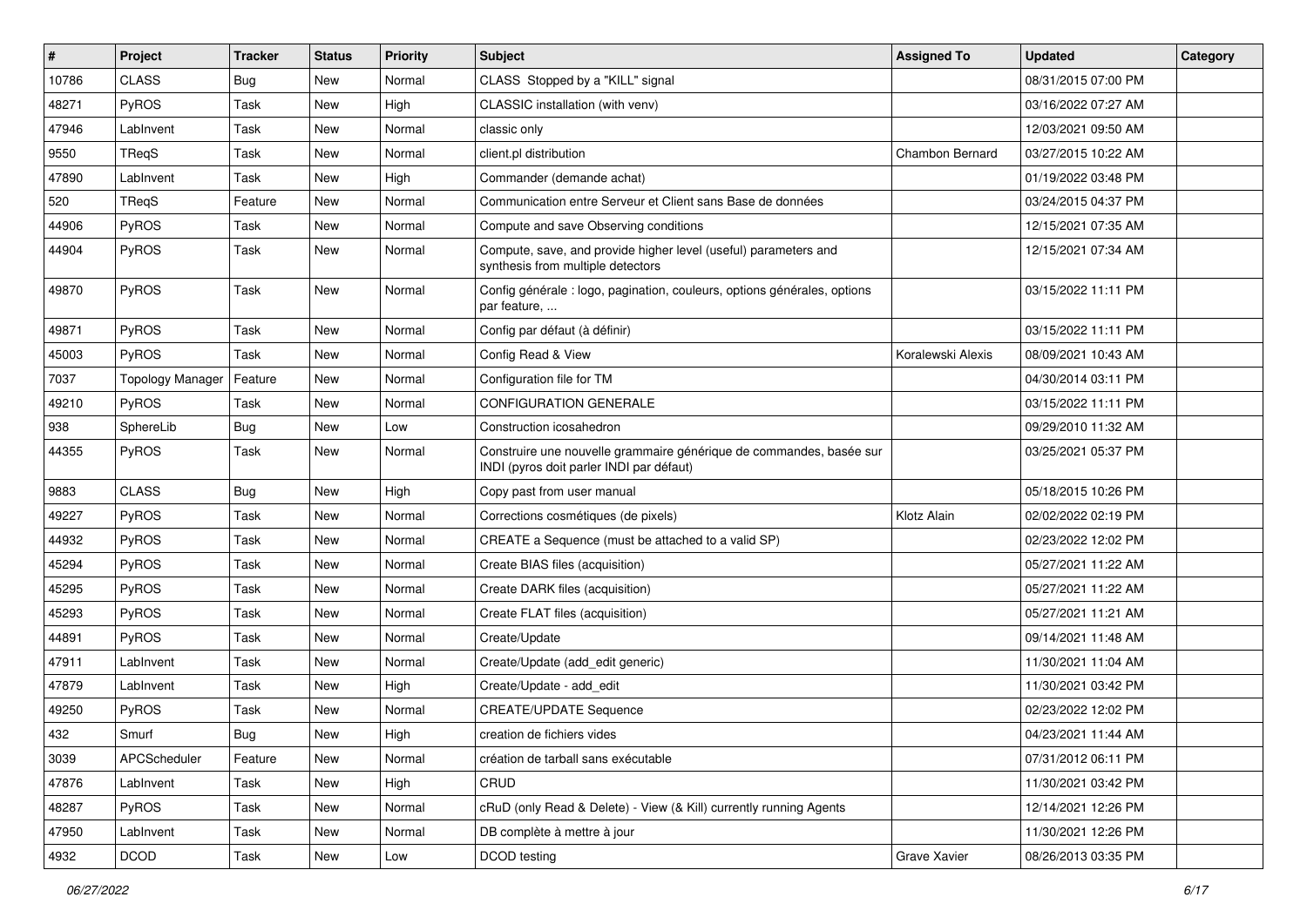| # | Project | Tracker | Status | Priority | Subject | Assigned To | Updated | Category |
|---|---|---|---|---|---|---|---|---|
| 10786 | CLASS | Bug | New | Normal | CLASS  Stopped by a "KILL" signal | | 08/31/2015 07:00 PM | |
| 48271 | PyROS | Task | New | High | CLASSIC installation (with venv) | | 03/16/2022 07:27 AM | |
| 47946 | LabInvent | Task | New | Normal | classic only | | 12/03/2021 09:50 AM | |
| 9550 | TReqS | Task | New | Normal | client.pl distribution | Chambon Bernard | 03/27/2015 10:22 AM | |
| 47890 | LabInvent | Task | New | High | Commander (demande achat) | | 01/19/2022 03:48 PM | |
| 520 | TReqS | Feature | New | Normal | Communication entre Serveur et Client sans Base de données | | 03/24/2015 04:37 PM | |
| 44906 | PyROS | Task | New | Normal | Compute and save Observing conditions | | 12/15/2021 07:35 AM | |
| 44904 | PyROS | Task | New | Normal | Compute, save, and provide higher level (useful) parameters and synthesis from multiple detectors | | 12/15/2021 07:34 AM | |
| 49870 | PyROS | Task | New | Normal | Config générale : logo, pagination, couleurs, options générales, options par feature, ... | | 03/15/2022 11:11 PM | |
| 49871 | PyROS | Task | New | Normal | Config par défaut (à définir) | | 03/15/2022 11:11 PM | |
| 45003 | PyROS | Task | New | Normal | Config Read & View | Koralewski Alexis | 08/09/2021 10:43 AM | |
| 7037 | Topology Manager | Feature | New | Normal | Configuration file for TM | | 04/30/2014 03:11 PM | |
| 49210 | PyROS | Task | New | Normal | CONFIGURATION GENERALE | | 03/15/2022 11:11 PM | |
| 938 | SphereLib | Bug | New | Low | Construction icosahedron | | 09/29/2010 11:32 AM | |
| 44355 | PyROS | Task | New | Normal | Construire une nouvelle grammaire générique de commandes, basée sur INDI (pyros doit parler INDI par défaut) | | 03/25/2021 05:37 PM | |
| 9883 | CLASS | Bug | New | High | Copy past from user manual | | 05/18/2015 10:26 PM | |
| 49227 | PyROS | Task | New | Normal | Corrections cosmétiques (de pixels) | Klotz Alain | 02/02/2022 02:19 PM | |
| 44932 | PyROS | Task | New | Normal | CREATE a Sequence (must be attached to a valid SP) | | 02/23/2022 12:02 PM | |
| 45294 | PyROS | Task | New | Normal | Create BIAS files (acquisition) | | 05/27/2021 11:22 AM | |
| 45295 | PyROS | Task | New | Normal | Create DARK files (acquisition) | | 05/27/2021 11:22 AM | |
| 45293 | PyROS | Task | New | Normal | Create FLAT files (acquisition) | | 05/27/2021 11:21 AM | |
| 44891 | PyROS | Task | New | Normal | Create/Update | | 09/14/2021 11:48 AM | |
| 47911 | LabInvent | Task | New | Normal | Create/Update (add_edit generic) | | 11/30/2021 11:04 AM | |
| 47879 | LabInvent | Task | New | High | Create/Update - add_edit | | 11/30/2021 03:42 PM | |
| 49250 | PyROS | Task | New | Normal | CREATE/UPDATE Sequence | | 02/23/2022 12:02 PM | |
| 432 | Smurf | Bug | New | High | creation de fichiers vides | | 04/23/2021 11:44 AM | |
| 3039 | APCScheduler | Feature | New | Normal | création de tarball sans exécutable | | 07/31/2012 06:11 PM | |
| 47876 | LabInvent | Task | New | High | CRUD | | 11/30/2021 03:42 PM | |
| 48287 | PyROS | Task | New | Normal | cRuD (only Read & Delete) - View (& Kill) currently running Agents | | 12/14/2021 12:26 PM | |
| 47950 | LabInvent | Task | New | Normal | DB complète à mettre à jour | | 11/30/2021 12:26 PM | |
| 4932 | DCOD | Task | New | Low | DCOD testing | Grave Xavier | 08/26/2013 03:35 PM | |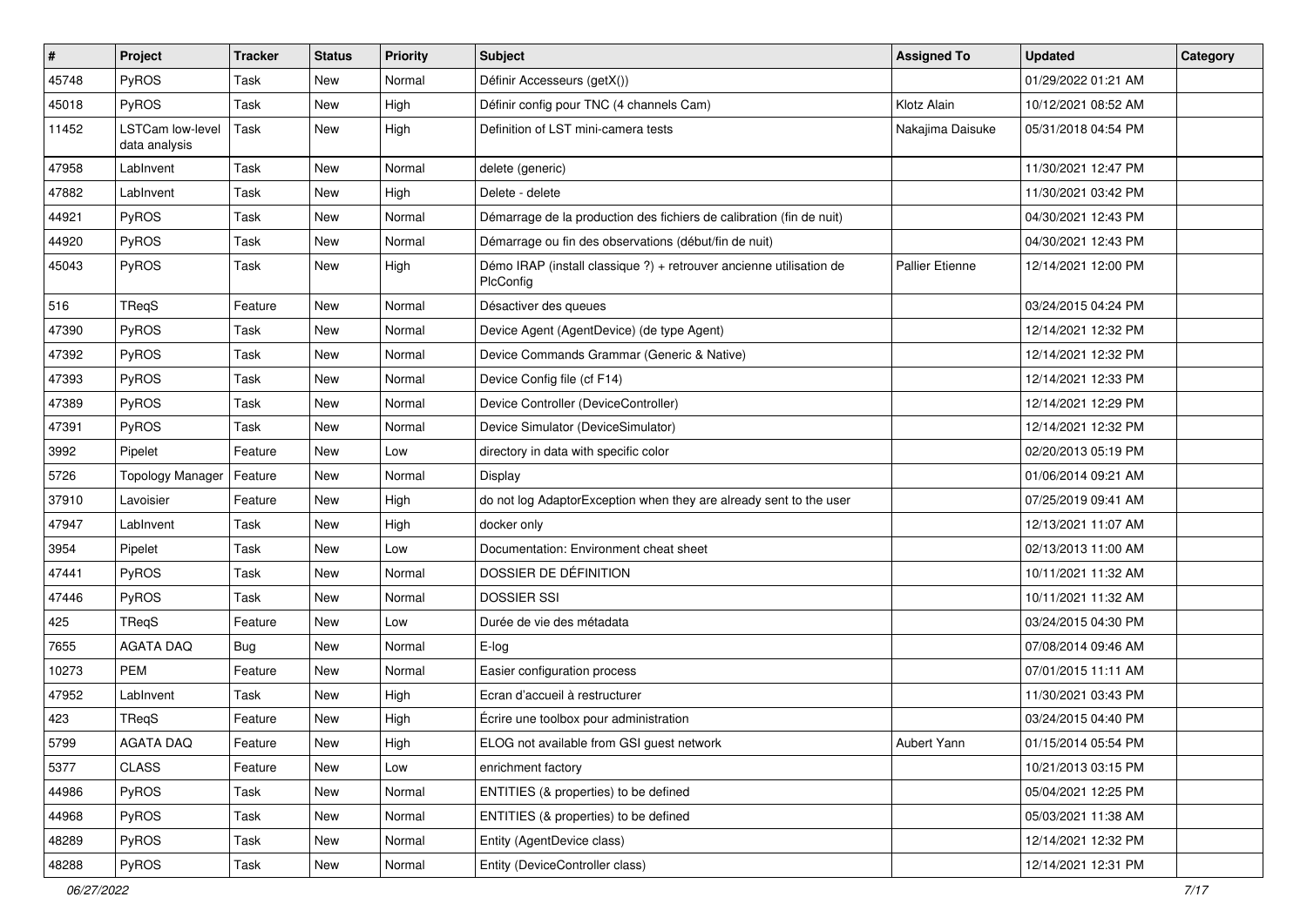| # | Project | Tracker | Status | Priority | Subject | Assigned To | Updated | Category |
|---|---|---|---|---|---|---|---|---|
| 45748 | PyROS | Task | New | Normal | Définir Accesseurs (getX()) | | 01/29/2022 01:21 AM | |
| 45018 | PyROS | Task | New | High | Définir config pour TNC (4 channels Cam) | Klotz Alain | 10/12/2021 08:52 AM | |
| 11452 | LSTCam low-level data analysis | Task | New | High | Definition of LST mini-camera tests | Nakajima Daisuke | 05/31/2018 04:54 PM | |
| 47958 | LabInvent | Task | New | Normal | delete (generic) | | 11/30/2021 12:47 PM | |
| 47882 | LabInvent | Task | New | High | Delete - delete | | 11/30/2021 03:42 PM | |
| 44921 | PyROS | Task | New | Normal | Démarrage de la production des fichiers de calibration (fin de nuit) | | 04/30/2021 12:43 PM | |
| 44920 | PyROS | Task | New | Normal | Démarrage ou fin des observations (début/fin de nuit) | | 04/30/2021 12:43 PM | |
| 45043 | PyROS | Task | New | High | Démo IRAP (install classique ?) + retrouver ancienne utilisation de PlcConfig | Pallier Etienne | 12/14/2021 12:00 PM | |
| 516 | TReqS | Feature | New | Normal | Désactiver des queues | | 03/24/2015 04:24 PM | |
| 47390 | PyROS | Task | New | Normal | Device Agent (AgentDevice) (de type Agent) | | 12/14/2021 12:32 PM | |
| 47392 | PyROS | Task | New | Normal | Device Commands Grammar (Generic & Native) | | 12/14/2021 12:32 PM | |
| 47393 | PyROS | Task | New | Normal | Device Config file (cf F14) | | 12/14/2021 12:33 PM | |
| 47389 | PyROS | Task | New | Normal | Device Controller (DeviceController) | | 12/14/2021 12:29 PM | |
| 47391 | PyROS | Task | New | Normal | Device Simulator (DeviceSimulator) | | 12/14/2021 12:32 PM | |
| 3992 | Pipelet | Feature | New | Low | directory in data with specific color | | 02/20/2013 05:19 PM | |
| 5726 | Topology Manager | Feature | New | Normal | Display | | 01/06/2014 09:21 AM | |
| 37910 | Lavoisier | Feature | New | High | do not log AdaptorException when they are already sent to the user | | 07/25/2019 09:41 AM | |
| 47947 | LabInvent | Task | New | High | docker only | | 12/13/2021 11:07 AM | |
| 3954 | Pipelet | Task | New | Low | Documentation: Environment cheat sheet | | 02/13/2013 11:00 AM | |
| 47441 | PyROS | Task | New | Normal | DOSSIER DE DÉFINITION | | 10/11/2021 11:32 AM | |
| 47446 | PyROS | Task | New | Normal | DOSSIER SSI | | 10/11/2021 11:32 AM | |
| 425 | TReqS | Feature | New | Low | Durée de vie des métadata | | 03/24/2015 04:30 PM | |
| 7655 | AGATA DAQ | Bug | New | Normal | E-log | | 07/08/2014 09:46 AM | |
| 10273 | PEM | Feature | New | Normal | Easier configuration process | | 07/01/2015 11:11 AM | |
| 47952 | LabInvent | Task | New | High | Ecran d'accueil à restructurer | | 11/30/2021 03:43 PM | |
| 423 | TReqS | Feature | New | High | Écrire une toolbox pour administration | | 03/24/2015 04:40 PM | |
| 5799 | AGATA DAQ | Feature | New | High | ELOG not available from GSI guest network | Aubert Yann | 01/15/2014 05:54 PM | |
| 5377 | CLASS | Feature | New | Low | enrichment factory | | 10/21/2013 03:15 PM | |
| 44986 | PyROS | Task | New | Normal | ENTITIES (& properties) to be defined | | 05/04/2021 12:25 PM | |
| 44968 | PyROS | Task | New | Normal | ENTITIES (& properties) to be defined | | 05/03/2021 11:38 AM | |
| 48289 | PyROS | Task | New | Normal | Entity (AgentDevice class) | | 12/14/2021 12:32 PM | |
| 48288 | PyROS | Task | New | Normal | Entity (DeviceController class) | | 12/14/2021 12:31 PM | |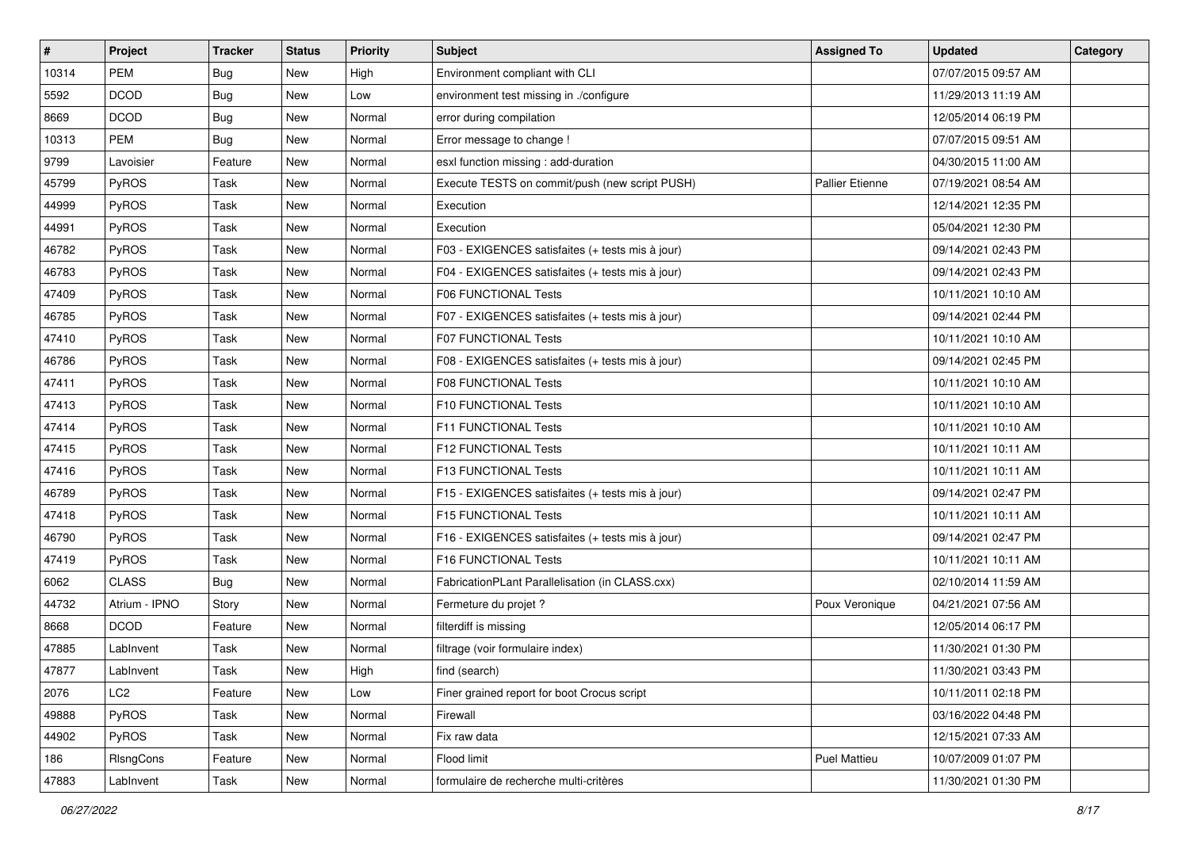| # | Project | Tracker | Status | Priority | Subject | Assigned To | Updated | Category |
|---|---|---|---|---|---|---|---|---|
| 10314 | PEM | Bug | New | High | Environment compliant with CLI | | 07/07/2015 09:57 AM | |
| 5592 | DCOD | Bug | New | Low | environment test missing in ./configure | | 11/29/2013 11:19 AM | |
| 8669 | DCOD | Bug | New | Normal | error during compilation | | 12/05/2014 06:19 PM | |
| 10313 | PEM | Bug | New | Normal | Error message to change ! | | 07/07/2015 09:51 AM | |
| 9799 | Lavoisier | Feature | New | Normal | esxl function missing : add-duration | | 04/30/2015 11:00 AM | |
| 45799 | PyROS | Task | New | Normal | Execute TESTS on commit/push (new script PUSH) | Pallier Etienne | 07/19/2021 08:54 AM | |
| 44999 | PyROS | Task | New | Normal | Execution | | 12/14/2021 12:35 PM | |
| 44991 | PyROS | Task | New | Normal | Execution | | 05/04/2021 12:30 PM | |
| 46782 | PyROS | Task | New | Normal | F03 - EXIGENCES satisfaites (+ tests mis à jour) | | 09/14/2021 02:43 PM | |
| 46783 | PyROS | Task | New | Normal | F04 - EXIGENCES satisfaites (+ tests mis à jour) | | 09/14/2021 02:43 PM | |
| 47409 | PyROS | Task | New | Normal | F06 FUNCTIONAL Tests | | 10/11/2021 10:10 AM | |
| 46785 | PyROS | Task | New | Normal | F07 - EXIGENCES satisfaites (+ tests mis à jour) | | 09/14/2021 02:44 PM | |
| 47410 | PyROS | Task | New | Normal | F07 FUNCTIONAL Tests | | 10/11/2021 10:10 AM | |
| 46786 | PyROS | Task | New | Normal | F08 - EXIGENCES satisfaites (+ tests mis à jour) | | 09/14/2021 02:45 PM | |
| 47411 | PyROS | Task | New | Normal | F08 FUNCTIONAL Tests | | 10/11/2021 10:10 AM | |
| 47413 | PyROS | Task | New | Normal | F10 FUNCTIONAL Tests | | 10/11/2021 10:10 AM | |
| 47414 | PyROS | Task | New | Normal | F11 FUNCTIONAL Tests | | 10/11/2021 10:10 AM | |
| 47415 | PyROS | Task | New | Normal | F12 FUNCTIONAL Tests | | 10/11/2021 10:11 AM | |
| 47416 | PyROS | Task | New | Normal | F13 FUNCTIONAL Tests | | 10/11/2021 10:11 AM | |
| 46789 | PyROS | Task | New | Normal | F15 - EXIGENCES satisfaites (+ tests mis à jour) | | 09/14/2021 02:47 PM | |
| 47418 | PyROS | Task | New | Normal | F15 FUNCTIONAL Tests | | 10/11/2021 10:11 AM | |
| 46790 | PyROS | Task | New | Normal | F16 - EXIGENCES satisfaites (+ tests mis à jour) | | 09/14/2021 02:47 PM | |
| 47419 | PyROS | Task | New | Normal | F16 FUNCTIONAL Tests | | 10/11/2021 10:11 AM | |
| 6062 | CLASS | Bug | New | Normal | FabricationPLant Parallelisation (in CLASS.cxx) | | 02/10/2014 11:59 AM | |
| 44732 | Atrium - IPNO | Story | New | Normal | Fermeture du projet ? | Poux Veronique | 04/21/2021 07:56 AM | |
| 8668 | DCOD | Feature | New | Normal | filterdiff is missing | | 12/05/2014 06:17 PM | |
| 47885 | LabInvent | Task | New | Normal | filtrage (voir formulaire index) | | 11/30/2021 01:30 PM | |
| 47877 | LabInvent | Task | New | High | find (search) | | 11/30/2021 03:43 PM | |
| 2076 | LC2 | Feature | New | Low | Finer grained report for boot Crocus script | | 10/11/2011 02:18 PM | |
| 49888 | PyROS | Task | New | Normal | Firewall | | 03/16/2022 04:48 PM | |
| 44902 | PyROS | Task | New | Normal | Fix raw data | | 12/15/2021 07:33 AM | |
| 186 | RlsngCons | Feature | New | Normal | Flood limit | Puel Mattieu | 10/07/2009 01:07 PM | |
| 47883 | LabInvent | Task | New | Normal | formulaire de recherche multi-critères | | 11/30/2021 01:30 PM | |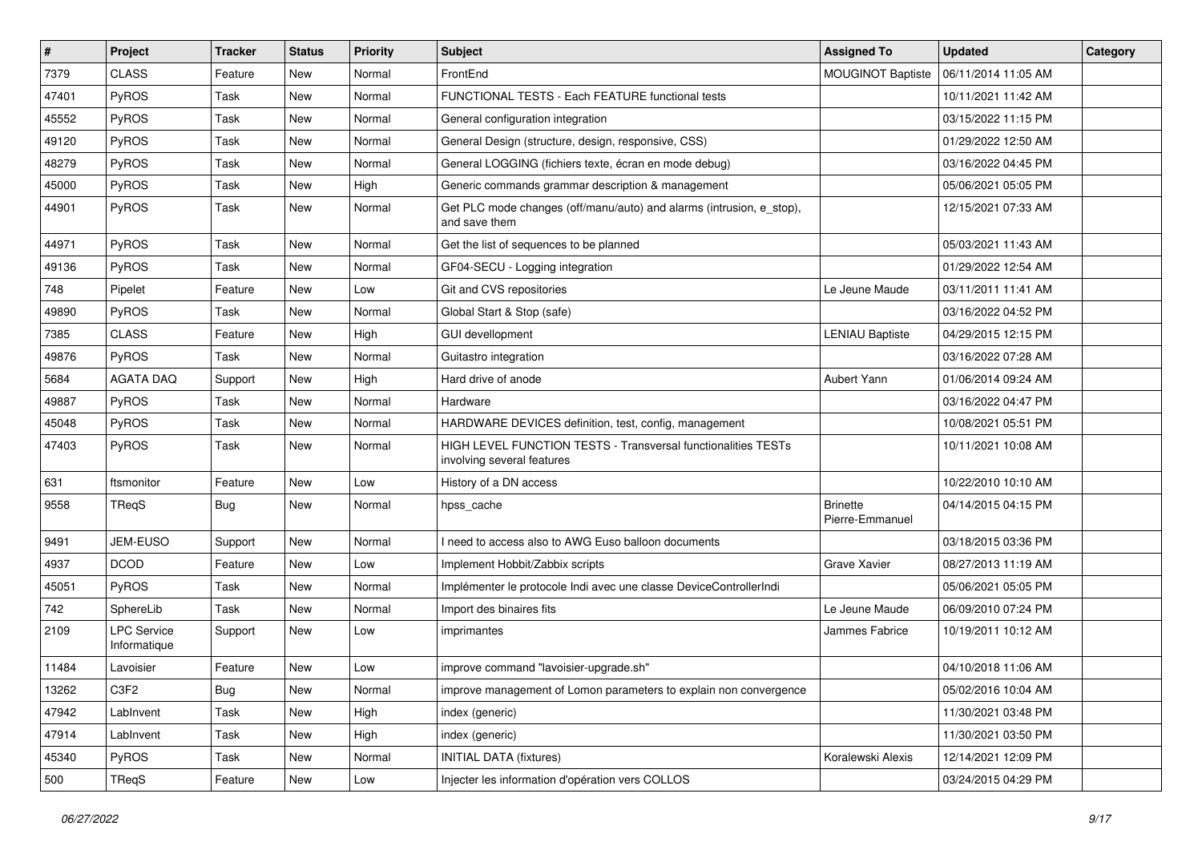| # | Project | Tracker | Status | Priority | Subject | Assigned To | Updated | Category |
|---|---|---|---|---|---|---|---|---|
| 7379 | CLASS | Feature | New | Normal | FrontEnd | MOUGINOT Baptiste | 06/11/2014 11:05 AM | |
| 47401 | PyROS | Task | New | Normal | FUNCTIONAL TESTS - Each FEATURE functional tests | | 10/11/2021 11:42 AM | |
| 45552 | PyROS | Task | New | Normal | General configuration integration | | 03/15/2022 11:15 PM | |
| 49120 | PyROS | Task | New | Normal | General Design (structure, design, responsive, CSS) | | 01/29/2022 12:50 AM | |
| 48279 | PyROS | Task | New | Normal | General LOGGING (fichiers texte, écran en mode debug) | | 03/16/2022 04:45 PM | |
| 45000 | PyROS | Task | New | High | Generic commands grammar description & management | | 05/06/2021 05:05 PM | |
| 44901 | PyROS | Task | New | Normal | Get PLC mode changes (off/manu/auto) and alarms (intrusion, e_stop), and save them | | 12/15/2021 07:33 AM | |
| 44971 | PyROS | Task | New | Normal | Get the list of sequences to be planned | | 05/03/2021 11:43 AM | |
| 49136 | PyROS | Task | New | Normal | GF04-SECU - Logging integration | | 01/29/2022 12:54 AM | |
| 748 | Pipelet | Feature | New | Low | Git and CVS repositories | Le Jeune Maude | 03/11/2011 11:41 AM | |
| 49890 | PyROS | Task | New | Normal | Global Start & Stop (safe) | | 03/16/2022 04:52 PM | |
| 7385 | CLASS | Feature | New | High | GUI devellopment | LENIAU Baptiste | 04/29/2015 12:15 PM | |
| 49876 | PyROS | Task | New | Normal | Guitastro integration | | 03/16/2022 07:28 AM | |
| 5684 | AGATA DAQ | Support | New | High | Hard drive of anode | Aubert Yann | 01/06/2014 09:24 AM | |
| 49887 | PyROS | Task | New | Normal | Hardware | | 03/16/2022 04:47 PM | |
| 45048 | PyROS | Task | New | Normal | HARDWARE DEVICES definition, test, config, management | | 10/08/2021 05:51 PM | |
| 47403 | PyROS | Task | New | Normal | HIGH LEVEL FUNCTION TESTS - Transversal functionalities TESTs involving several features | | 10/11/2021 10:08 AM | |
| 631 | ftsmonitor | Feature | New | Low | History of a DN access | | 10/22/2010 10:10 AM | |
| 9558 | TReqS | Bug | New | Normal | hpss_cache | Brinette Pierre-Emmanuel | 04/14/2015 04:15 PM | |
| 9491 | JEM-EUSO | Support | New | Normal | I need to access also to AWG Euso balloon documents | | 03/18/2015 03:36 PM | |
| 4937 | DCOD | Feature | New | Low | Implement Hobbit/Zabbix scripts | Grave Xavier | 08/27/2013 11:19 AM | |
| 45051 | PyROS | Task | New | Normal | Implémenter le protocole Indi avec une classe DeviceControllerIndi | | 05/06/2021 05:05 PM | |
| 742 | SphereLib | Task | New | Normal | Import des binaires fits | Le Jeune Maude | 06/09/2010 07:24 PM | |
| 2109 | LPC Service Informatique | Support | New | Low | imprimantes | Jammes Fabrice | 10/19/2011 10:12 AM | |
| 11484 | Lavoisier | Feature | New | Low | improve command "lavoisier-upgrade.sh" | | 04/10/2018 11:06 AM | |
| 13262 | C3F2 | Bug | New | Normal | improve management of Lomon parameters to explain non convergence | | 05/02/2016 10:04 AM | |
| 47942 | LabInvent | Task | New | High | index (generic) | | 11/30/2021 03:48 PM | |
| 47914 | LabInvent | Task | New | High | index (generic) | | 11/30/2021 03:50 PM | |
| 45340 | PyROS | Task | New | Normal | INITIAL DATA (fixtures) | Koralewski Alexis | 12/14/2021 12:09 PM | |
| 500 | TReqS | Feature | New | Low | Injecter les information d'opération vers COLLOS | | 03/24/2015 04:29 PM | |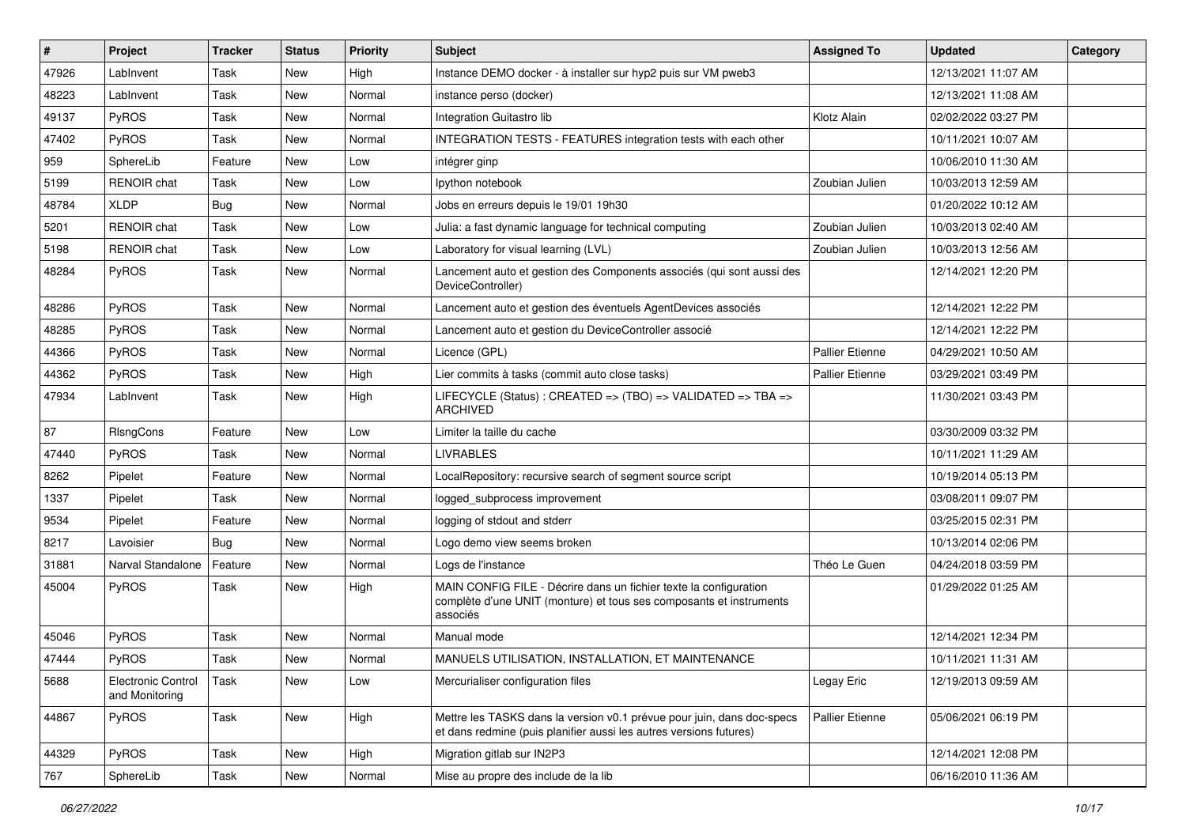| # | Project | Tracker | Status | Priority | Subject | Assigned To | Updated | Category |
|---|---|---|---|---|---|---|---|---|
| 47926 | LabInvent | Task | New | High | Instance DEMO docker - à installer sur hyp2 puis sur VM pweb3 | | 12/13/2021 11:07 AM | |
| 48223 | LabInvent | Task | New | Normal | instance perso (docker) | | 12/13/2021 11:08 AM | |
| 49137 | PyROS | Task | New | Normal | Integration Guitastro lib | Klotz Alain | 02/02/2022 03:27 PM | |
| 47402 | PyROS | Task | New | Normal | INTEGRATION TESTS - FEATURES integration tests with each other | | 10/11/2021 10:07 AM | |
| 959 | SphereLib | Feature | New | Low | intégrer ginp | | 10/06/2010 11:30 AM | |
| 5199 | RENOIR chat | Task | New | Low | Ipython notebook | Zoubian Julien | 10/03/2013 12:59 AM | |
| 48784 | XLDP | Bug | New | Normal | Jobs en erreurs depuis le 19/01 19h30 | | 01/20/2022 10:12 AM | |
| 5201 | RENOIR chat | Task | New | Low | Julia: a fast dynamic language for technical computing | Zoubian Julien | 10/03/2013 02:40 AM | |
| 5198 | RENOIR chat | Task | New | Low | Laboratory for visual learning (LVL) | Zoubian Julien | 10/03/2013 12:56 AM | |
| 48284 | PyROS | Task | New | Normal | Lancement auto et gestion des Components associés (qui sont aussi des DeviceController) | | 12/14/2021 12:20 PM | |
| 48286 | PyROS | Task | New | Normal | Lancement auto et gestion des éventuels AgentDevices associés | | 12/14/2021 12:22 PM | |
| 48285 | PyROS | Task | New | Normal | Lancement auto et gestion du DeviceController associé | | 12/14/2021 12:22 PM | |
| 44366 | PyROS | Task | New | Normal | Licence (GPL) | Pallier Etienne | 04/29/2021 10:50 AM | |
| 44362 | PyROS | Task | New | High | Lier commits à tasks (commit auto close tasks) | Pallier Etienne | 03/29/2021 03:49 PM | |
| 47934 | LabInvent | Task | New | High | LIFECYCLE (Status) : CREATED => (TBO) => VALIDATED => TBA => ARCHIVED | | 11/30/2021 03:43 PM | |
| 87 | RIsngCons | Feature | New | Low | Limiter la taille du cache | | 03/30/2009 03:32 PM | |
| 47440 | PyROS | Task | New | Normal | LIVRABLES | | 10/11/2021 11:29 AM | |
| 8262 | Pipelet | Feature | New | Normal | LocalRepository: recursive search of segment source script | | 10/19/2014 05:13 PM | |
| 1337 | Pipelet | Task | New | Normal | logged_subprocess improvement | | 03/08/2011 09:07 PM | |
| 9534 | Pipelet | Feature | New | Normal | logging of stdout and stderr | | 03/25/2015 02:31 PM | |
| 8217 | Lavoisier | Bug | New | Normal | Logo demo view seems broken | | 10/13/2014 02:06 PM | |
| 31881 | Narval Standalone | Feature | New | Normal | Logs de l'instance | Théo Le Guen | 04/24/2018 03:59 PM | |
| 45004 | PyROS | Task | New | High | MAIN CONFIG FILE - Décrire dans un fichier texte la configuration complète d'une UNIT (monture) et tous ses composants et instruments associés | | 01/29/2022 01:25 AM | |
| 45046 | PyROS | Task | New | Normal | Manual mode | | 12/14/2021 12:34 PM | |
| 47444 | PyROS | Task | New | Normal | MANUELS UTILISATION, INSTALLATION, ET MAINTENANCE | | 10/11/2021 11:31 AM | |
| 5688 | Electronic Control and Monitoring | Task | New | Low | Mercurialiser configuration files | Legay Eric | 12/19/2013 09:59 AM | |
| 44867 | PyROS | Task | New | High | Mettre les TASKS dans la version v0.1 prévue pour juin, dans doc-specs et dans redmine (puis planifier aussi les autres versions futures) | Pallier Etienne | 05/06/2021 06:19 PM | |
| 44329 | PyROS | Task | New | High | Migration gitlab sur IN2P3 | | 12/14/2021 12:08 PM | |
| 767 | SphereLib | Task | New | Normal | Mise au propre des include de la lib | | 06/16/2010 11:36 AM | |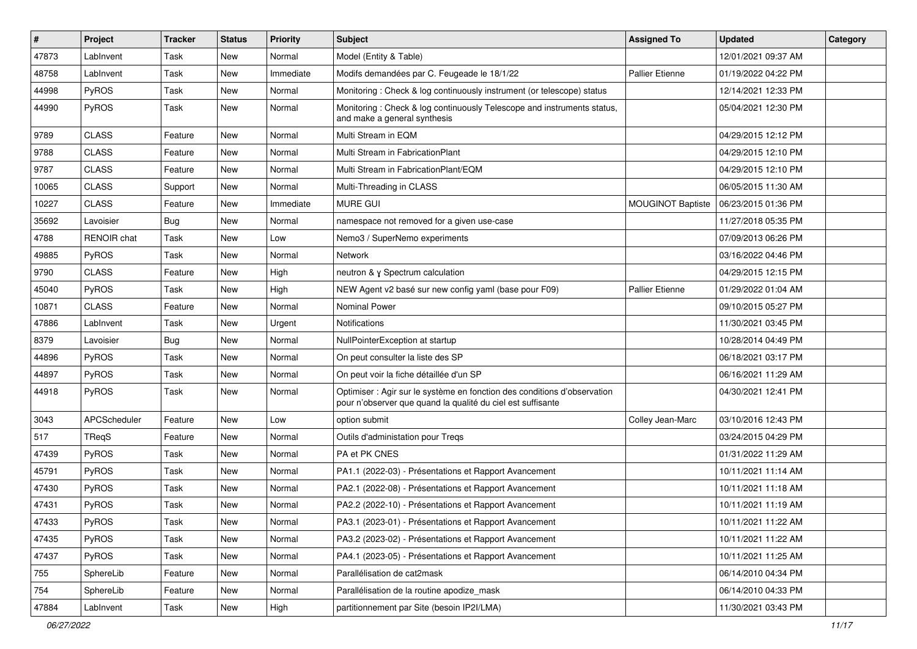| # | Project | Tracker | Status | Priority | Subject | Assigned To | Updated | Category |
|---|---|---|---|---|---|---|---|---|
| 47873 | LabInvent | Task | New | Normal | Model (Entity & Table) | | 12/01/2021 09:37 AM | |
| 48758 | LabInvent | Task | New | Immediate | Modifs demandées par C. Feugeade le 18/1/22 | Pallier Etienne | 01/19/2022 04:22 PM | |
| 44998 | PyROS | Task | New | Normal | Monitoring : Check & log continuously instrument (or telescope) status | | 12/14/2021 12:33 PM | |
| 44990 | PyROS | Task | New | Normal | Monitoring : Check & log continuously Telescope and instruments status, and make a general synthesis | | 05/04/2021 12:30 PM | |
| 9789 | CLASS | Feature | New | Normal | Multi Stream in EQM | | 04/29/2015 12:12 PM | |
| 9788 | CLASS | Feature | New | Normal | Multi Stream in FabricationPlant | | 04/29/2015 12:10 PM | |
| 9787 | CLASS | Feature | New | Normal | Multi Stream in FabricationPlant/EQM | | 04/29/2015 12:10 PM | |
| 10065 | CLASS | Support | New | Normal | Multi-Threading in CLASS | | 06/05/2015 11:30 AM | |
| 10227 | CLASS | Feature | New | Immediate | MURE GUI | MOUGINOT Baptiste | 06/23/2015 01:36 PM | |
| 35692 | Lavoisier | Bug | New | Normal | namespace not removed for a given use-case | | 11/27/2018 05:35 PM | |
| 4788 | RENOIR chat | Task | New | Low | Nemo3 / SuperNemo experiments | | 07/09/2013 06:26 PM | |
| 49885 | PyROS | Task | New | Normal | Network | | 03/16/2022 04:46 PM | |
| 9790 | CLASS | Feature | New | High | neutron & γ Spectrum calculation | | 04/29/2015 12:15 PM | |
| 45040 | PyROS | Task | New | High | NEW Agent v2 basé sur new config yaml (base pour F09) | Pallier Etienne | 01/29/2022 01:04 AM | |
| 10871 | CLASS | Feature | New | Normal | Nominal Power | | 09/10/2015 05:27 PM | |
| 47886 | LabInvent | Task | New | Urgent | Notifications | | 11/30/2021 03:45 PM | |
| 8379 | Lavoisier | Bug | New | Normal | NullPointerException at startup | | 10/28/2014 04:49 PM | |
| 44896 | PyROS | Task | New | Normal | On peut consulter la liste des SP | | 06/18/2021 03:17 PM | |
| 44897 | PyROS | Task | New | Normal | On peut voir la fiche détaillée d'un SP | | 06/16/2021 11:29 AM | |
| 44918 | PyROS | Task | New | Normal | Optimiser : Agir sur le système en fonction des conditions d'observation pour n'observer que quand la qualité du ciel est suffisante | | 04/30/2021 12:41 PM | |
| 3043 | APCScheduler | Feature | New | Low | option submit | Colley Jean-Marc | 03/10/2016 12:43 PM | |
| 517 | TReqS | Feature | New | Normal | Outils d'administation pour Treqs | | 03/24/2015 04:29 PM | |
| 47439 | PyROS | Task | New | Normal | PA et PK CNES | | 01/31/2022 11:29 AM | |
| 45791 | PyROS | Task | New | Normal | PA1.1 (2022-03) - Présentations et Rapport Avancement | | 10/11/2021 11:14 AM | |
| 47430 | PyROS | Task | New | Normal | PA2.1 (2022-08) - Présentations et Rapport Avancement | | 10/11/2021 11:18 AM | |
| 47431 | PyROS | Task | New | Normal | PA2.2 (2022-10) - Présentations et Rapport Avancement | | 10/11/2021 11:19 AM | |
| 47433 | PyROS | Task | New | Normal | PA3.1 (2023-01) - Présentations et Rapport Avancement | | 10/11/2021 11:22 AM | |
| 47435 | PyROS | Task | New | Normal | PA3.2 (2023-02) - Présentations et Rapport Avancement | | 10/11/2021 11:22 AM | |
| 47437 | PyROS | Task | New | Normal | PA4.1 (2023-05) - Présentations et Rapport Avancement | | 10/11/2021 11:25 AM | |
| 755 | SphereLib | Feature | New | Normal | Parallélisation de cat2mask | | 06/14/2010 04:34 PM | |
| 754 | SphereLib | Feature | New | Normal | Parallélisation de la routine apodize_mask | | 06/14/2010 04:33 PM | |
| 47884 | LabInvent | Task | New | High | partitionnement par Site (besoin IP2I/LMA) | | 11/30/2021 03:43 PM | |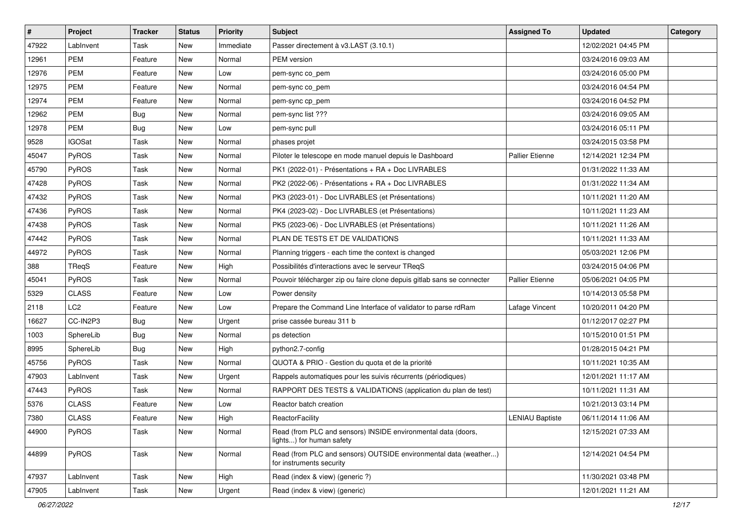| # | Project | Tracker | Status | Priority | Subject | Assigned To | Updated | Category |
|---|---|---|---|---|---|---|---|---|
| 47922 | LabInvent | Task | New | Immediate | Passer directement à v3.LAST (3.10.1) | | 12/02/2021 04:45 PM | |
| 12961 | PEM | Feature | New | Normal | PEM version | | 03/24/2016 09:03 AM | |
| 12976 | PEM | Feature | New | Low | pem-sync co_pem | | 03/24/2016 05:00 PM | |
| 12975 | PEM | Feature | New | Normal | pem-sync co_pem | | 03/24/2016 04:54 PM | |
| 12974 | PEM | Feature | New | Normal | pem-sync cp_pem | | 03/24/2016 04:52 PM | |
| 12962 | PEM | Bug | New | Normal | pem-sync list ??? | | 03/24/2016 09:05 AM | |
| 12978 | PEM | Bug | New | Low | pem-sync pull | | 03/24/2016 05:11 PM | |
| 9528 | IGOSat | Task | New | Normal | phases projet | | 03/24/2015 03:58 PM | |
| 45047 | PyROS | Task | New | Normal | Piloter le telescope en mode manuel depuis le Dashboard | Pallier Etienne | 12/14/2021 12:34 PM | |
| 45790 | PyROS | Task | New | Normal | PK1 (2022-01) - Présentations + RA + Doc LIVRABLES | | 01/31/2022 11:33 AM | |
| 47428 | PyROS | Task | New | Normal | PK2 (2022-06) - Présentations + RA + Doc LIVRABLES | | 01/31/2022 11:34 AM | |
| 47432 | PyROS | Task | New | Normal | PK3 (2023-01) - Doc LIVRABLES (et Présentations) | | 10/11/2021 11:20 AM | |
| 47436 | PyROS | Task | New | Normal | PK4 (2023-02) - Doc LIVRABLES (et Présentations) | | 10/11/2021 11:23 AM | |
| 47438 | PyROS | Task | New | Normal | PK5 (2023-06) - Doc LIVRABLES (et Présentations) | | 10/11/2021 11:26 AM | |
| 47442 | PyROS | Task | New | Normal | PLAN DE TESTS ET DE VALIDATIONS | | 10/11/2021 11:33 AM | |
| 44972 | PyROS | Task | New | Normal | Planning triggers - each time the context is changed | | 05/03/2021 12:06 PM | |
| 388 | TReqS | Feature | New | High | Possibilités d'interactions avec le serveur TReqS | | 03/24/2015 04:06 PM | |
| 45041 | PyROS | Task | New | Normal | Pouvoir télécharger zip ou faire clone depuis gitlab sans se connecter | Pallier Etienne | 05/06/2021 04:05 PM | |
| 5329 | CLASS | Feature | New | Low | Power density | | 10/14/2013 05:58 PM | |
| 2118 | LC2 | Feature | New | Low | Prepare the Command Line Interface of validator to parse rdRam | Lafage Vincent | 10/20/2011 04:20 PM | |
| 16627 | CC-IN2P3 | Bug | New | Urgent | prise cassée bureau 311 b | | 01/12/2017 02:27 PM | |
| 1003 | SphereLib | Bug | New | Normal | ps detection | | 10/15/2010 01:51 PM | |
| 8995 | SphereLib | Bug | New | High | python2.7-config | | 01/28/2015 04:21 PM | |
| 45756 | PyROS | Task | New | Normal | QUOTA & PRIO - Gestion du quota et de la priorité | | 10/11/2021 10:35 AM | |
| 47903 | LabInvent | Task | New | Urgent | Rappels automatiques pour les suivis récurrents (périodiques) | | 12/01/2021 11:17 AM | |
| 47443 | PyROS | Task | New | Normal | RAPPORT DES TESTS & VALIDATIONS (application du plan de test) | | 10/11/2021 11:31 AM | |
| 5376 | CLASS | Feature | New | Low | Reactor batch creation | | 10/21/2013 03:14 PM | |
| 7380 | CLASS | Feature | New | High | ReactorFacility | LENIAU Baptiste | 06/11/2014 11:06 AM | |
| 44900 | PyROS | Task | New | Normal | Read (from PLC and sensors) INSIDE environmental data (doors, lights...) for human safety | | 12/15/2021 07:33 AM | |
| 44899 | PyROS | Task | New | Normal | Read (from PLC and sensors) OUTSIDE environmental data (weather...) for instruments security | | 12/14/2021 04:54 PM | |
| 47937 | LabInvent | Task | New | High | Read (index & view) (generic ?) | | 11/30/2021 03:48 PM | |
| 47905 | LabInvent | Task | New | Urgent | Read (index & view) (generic) | | 12/01/2021 11:21 AM | |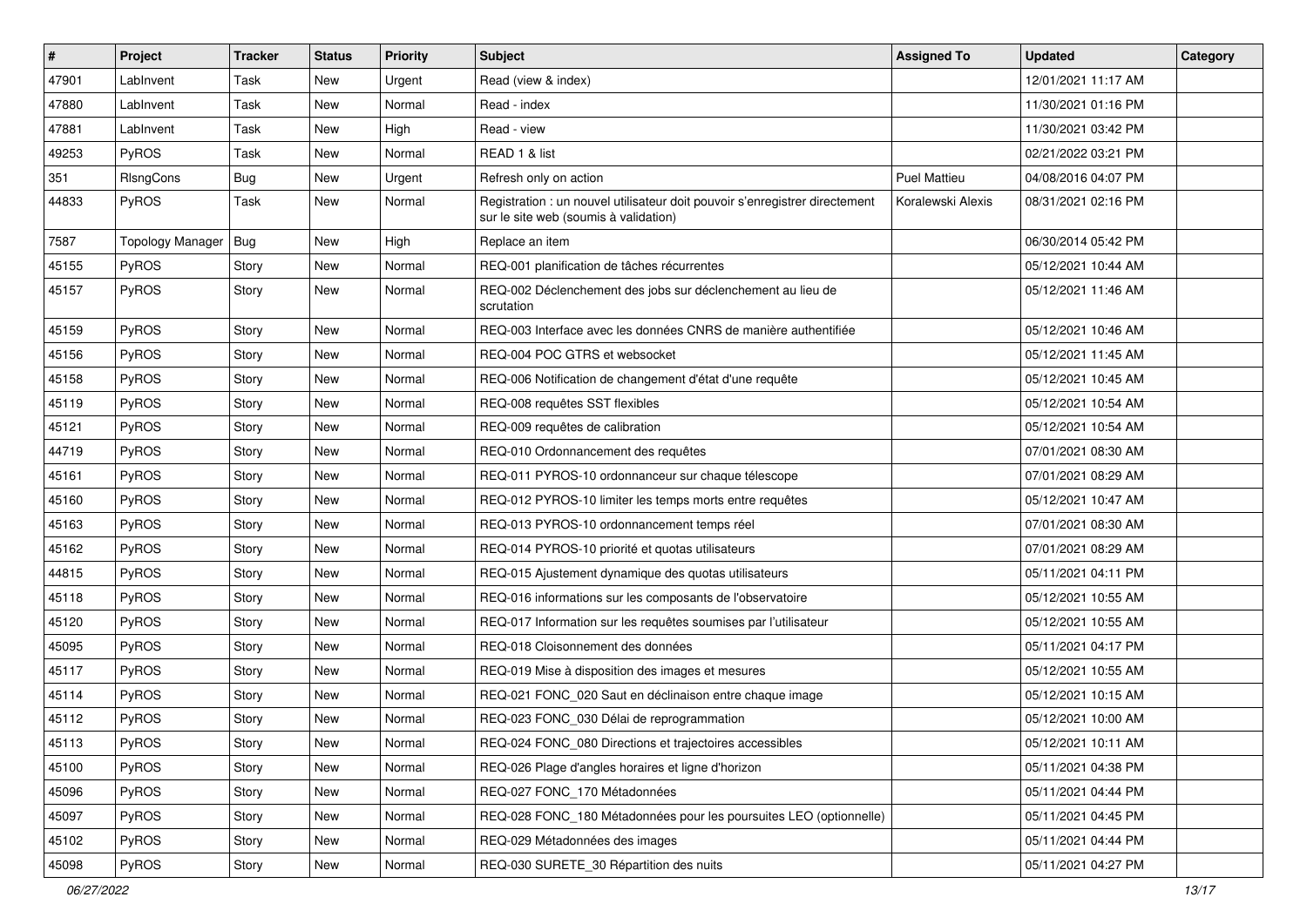| # | Project | Tracker | Status | Priority | Subject | Assigned To | Updated | Category |
|---|---|---|---|---|---|---|---|---|
| 47901 | LabInvent | Task | New | Urgent | Read (view & index) | | 12/01/2021 11:17 AM | |
| 47880 | LabInvent | Task | New | Normal | Read - index | | 11/30/2021 01:16 PM | |
| 47881 | LabInvent | Task | New | High | Read - view | | 11/30/2021 03:42 PM | |
| 49253 | PyROS | Task | New | Normal | READ 1 & list | | 02/21/2022 03:21 PM | |
| 351 | RIsngCons | Bug | New | Urgent | Refresh only on action | Puel Mattieu | 04/08/2016 04:07 PM | |
| 44833 | PyROS | Task | New | Normal | Registration : un nouvel utilisateur doit pouvoir s'enregistrer directement sur le site web (soumis à validation) | Koralewski Alexis | 08/31/2021 02:16 PM | |
| 7587 | Topology Manager | Bug | New | High | Replace an item | | 06/30/2014 05:42 PM | |
| 45155 | PyROS | Story | New | Normal | REQ-001 planification de tâches récurrentes | | 05/12/2021 10:44 AM | |
| 45157 | PyROS | Story | New | Normal | REQ-002 Déclenchement des jobs sur déclenchement au lieu de scrutation | | 05/12/2021 11:46 AM | |
| 45159 | PyROS | Story | New | Normal | REQ-003 Interface avec les données CNRS de manière authentifiée | | 05/12/2021 10:46 AM | |
| 45156 | PyROS | Story | New | Normal | REQ-004 POC GTRS et websocket | | 05/12/2021 11:45 AM | |
| 45158 | PyROS | Story | New | Normal | REQ-006 Notification de changement d'état d'une requête | | 05/12/2021 10:45 AM | |
| 45119 | PyROS | Story | New | Normal | REQ-008 requêtes SST flexibles | | 05/12/2021 10:54 AM | |
| 45121 | PyROS | Story | New | Normal | REQ-009 requêtes de calibration | | 05/12/2021 10:54 AM | |
| 44719 | PyROS | Story | New | Normal | REQ-010 Ordonnancement des requêtes | | 07/01/2021 08:30 AM | |
| 45161 | PyROS | Story | New | Normal | REQ-011 PYROS-10 ordonnanceur sur chaque télescope | | 07/01/2021 08:29 AM | |
| 45160 | PyROS | Story | New | Normal | REQ-012 PYROS-10 limiter les temps morts entre requêtes | | 05/12/2021 10:47 AM | |
| 45163 | PyROS | Story | New | Normal | REQ-013 PYROS-10 ordonnancement temps réel | | 07/01/2021 08:30 AM | |
| 45162 | PyROS | Story | New | Normal | REQ-014 PYROS-10 priorité et quotas utilisateurs | | 07/01/2021 08:29 AM | |
| 44815 | PyROS | Story | New | Normal | REQ-015 Ajustement dynamique des quotas utilisateurs | | 05/11/2021 04:11 PM | |
| 45118 | PyROS | Story | New | Normal | REQ-016 informations sur les composants de l'observatoire | | 05/12/2021 10:55 AM | |
| 45120 | PyROS | Story | New | Normal | REQ-017 Information sur les requêtes soumises par l'utilisateur | | 05/12/2021 10:55 AM | |
| 45095 | PyROS | Story | New | Normal | REQ-018 Cloisonnement des données | | 05/11/2021 04:17 PM | |
| 45117 | PyROS | Story | New | Normal | REQ-019 Mise à disposition des images et mesures | | 05/12/2021 10:55 AM | |
| 45114 | PyROS | Story | New | Normal | REQ-021 FONC_020 Saut en déclinaison entre chaque image | | 05/12/2021 10:15 AM | |
| 45112 | PyROS | Story | New | Normal | REQ-023 FONC_030 Délai de reprogrammation | | 05/12/2021 10:00 AM | |
| 45113 | PyROS | Story | New | Normal | REQ-024 FONC_080 Directions et trajectoires accessibles | | 05/12/2021 10:11 AM | |
| 45100 | PyROS | Story | New | Normal | REQ-026 Plage d'angles horaires et ligne d'horizon | | 05/11/2021 04:38 PM | |
| 45096 | PyROS | Story | New | Normal | REQ-027 FONC_170 Métadonnées | | 05/11/2021 04:44 PM | |
| 45097 | PyROS | Story | New | Normal | REQ-028 FONC_180 Métadonnées pour les poursuites LEO (optionnelle) | | 05/11/2021 04:45 PM | |
| 45102 | PyROS | Story | New | Normal | REQ-029 Métadonnées des images | | 05/11/2021 04:44 PM | |
| 45098 | PyROS | Story | New | Normal | REQ-030 SURETE_30 Répartition des nuits | | 05/11/2021 04:27 PM | |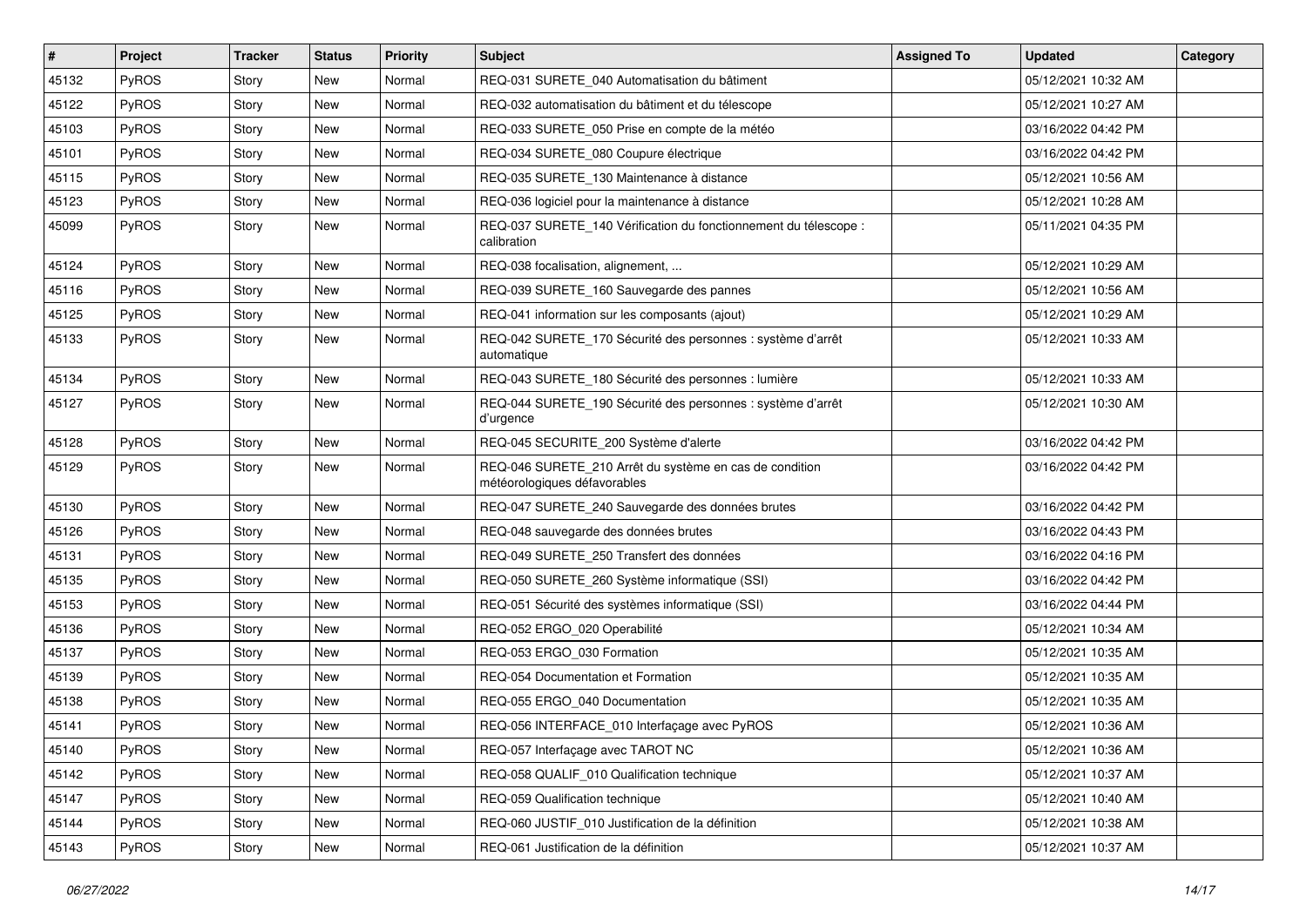| # | Project | Tracker | Status | Priority | Subject | Assigned To | Updated | Category |
|---|---|---|---|---|---|---|---|---|
| 45132 | PyROS | Story | New | Normal | REQ-031 SURETE_040 Automatisation du bâtiment | | 05/12/2021 10:32 AM | |
| 45122 | PyROS | Story | New | Normal | REQ-032 automatisation du bâtiment et du télescope | | 05/12/2021 10:27 AM | |
| 45103 | PyROS | Story | New | Normal | REQ-033 SURETE_050 Prise en compte de la météo | | 03/16/2022 04:42 PM | |
| 45101 | PyROS | Story | New | Normal | REQ-034 SURETE_080 Coupure électrique | | 03/16/2022 04:42 PM | |
| 45115 | PyROS | Story | New | Normal | REQ-035 SURETE_130 Maintenance à distance | | 05/12/2021 10:56 AM | |
| 45123 | PyROS | Story | New | Normal | REQ-036 logiciel pour la maintenance à distance | | 05/12/2021 10:28 AM | |
| 45099 | PyROS | Story | New | Normal | REQ-037 SURETE_140 Vérification du fonctionnement du télescope : calibration | | 05/11/2021 04:35 PM | |
| 45124 | PyROS | Story | New | Normal | REQ-038 focalisation, alignement, ... | | 05/12/2021 10:29 AM | |
| 45116 | PyROS | Story | New | Normal | REQ-039 SURETE_160 Sauvegarde des pannes | | 05/12/2021 10:56 AM | |
| 45125 | PyROS | Story | New | Normal | REQ-041 information sur les composants (ajout) | | 05/12/2021 10:29 AM | |
| 45133 | PyROS | Story | New | Normal | REQ-042 SURETE_170 Sécurité des personnes : système d'arrêt automatique | | 05/12/2021 10:33 AM | |
| 45134 | PyROS | Story | New | Normal | REQ-043 SURETE_180 Sécurité des personnes : lumière | | 05/12/2021 10:33 AM | |
| 45127 | PyROS | Story | New | Normal | REQ-044 SURETE_190 Sécurité des personnes : système d'arrêt d'urgence | | 05/12/2021 10:30 AM | |
| 45128 | PyROS | Story | New | Normal | REQ-045 SECURITE_200 Système d'alerte | | 03/16/2022 04:42 PM | |
| 45129 | PyROS | Story | New | Normal | REQ-046 SURETE_210 Arrêt du système en cas de condition météorologiques défavorables | | 03/16/2022 04:42 PM | |
| 45130 | PyROS | Story | New | Normal | REQ-047 SURETE_240 Sauvegarde des données brutes | | 03/16/2022 04:42 PM | |
| 45126 | PyROS | Story | New | Normal | REQ-048 sauvegarde des données brutes | | 03/16/2022 04:43 PM | |
| 45131 | PyROS | Story | New | Normal | REQ-049 SURETE_250 Transfert des données | | 03/16/2022 04:16 PM | |
| 45135 | PyROS | Story | New | Normal | REQ-050 SURETE_260 Système informatique (SSI) | | 03/16/2022 04:42 PM | |
| 45153 | PyROS | Story | New | Normal | REQ-051 Sécurité des systèmes informatique (SSI) | | 03/16/2022 04:44 PM | |
| 45136 | PyROS | Story | New | Normal | REQ-052 ERGO_020 Operabilité | | 05/12/2021 10:34 AM | |
| 45137 | PyROS | Story | New | Normal | REQ-053 ERGO_030 Formation | | 05/12/2021 10:35 AM | |
| 45139 | PyROS | Story | New | Normal | REQ-054 Documentation et Formation | | 05/12/2021 10:35 AM | |
| 45138 | PyROS | Story | New | Normal | REQ-055 ERGO_040 Documentation | | 05/12/2021 10:35 AM | |
| 45141 | PyROS | Story | New | Normal | REQ-056 INTERFACE_010 Interfaçage avec PyROS | | 05/12/2021 10:36 AM | |
| 45140 | PyROS | Story | New | Normal | REQ-057 Interfaçage avec TAROT NC | | 05/12/2021 10:36 AM | |
| 45142 | PyROS | Story | New | Normal | REQ-058 QUALIF_010 Qualification technique | | 05/12/2021 10:37 AM | |
| 45147 | PyROS | Story | New | Normal | REQ-059 Qualification technique | | 05/12/2021 10:40 AM | |
| 45144 | PyROS | Story | New | Normal | REQ-060 JUSTIF_010 Justification de la définition | | 05/12/2021 10:38 AM | |
| 45143 | PyROS | Story | New | Normal | REQ-061 Justification de la définition | | 05/12/2021 10:37 AM | |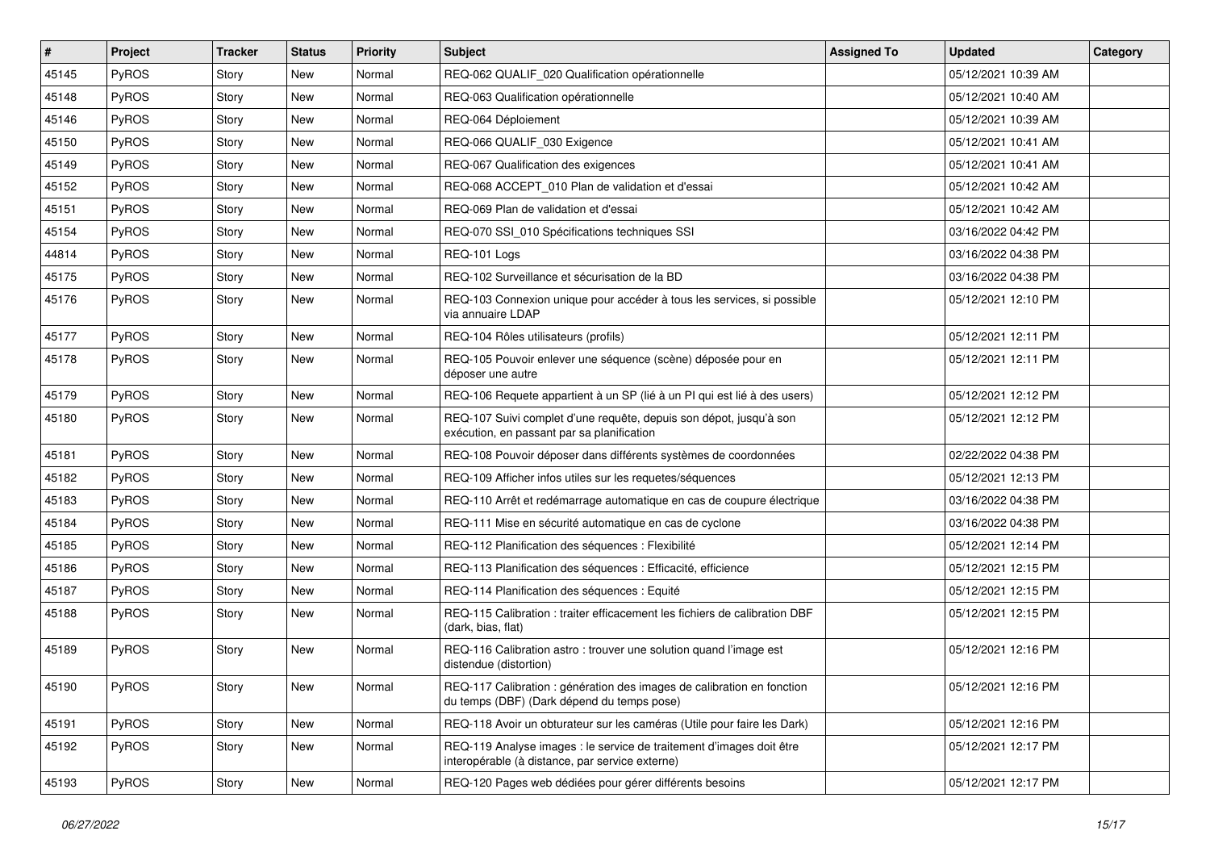| # | Project | Tracker | Status | Priority | Subject | Assigned To | Updated | Category |
|---|---|---|---|---|---|---|---|---|
| 45145 | PyROS | Story | New | Normal | REQ-062 QUALIF_020 Qualification opérationnelle | | 05/12/2021 10:39 AM | |
| 45148 | PyROS | Story | New | Normal | REQ-063 Qualification opérationnelle | | 05/12/2021 10:40 AM | |
| 45146 | PyROS | Story | New | Normal | REQ-064 Déploiement | | 05/12/2021 10:39 AM | |
| 45150 | PyROS | Story | New | Normal | REQ-066 QUALIF_030 Exigence | | 05/12/2021 10:41 AM | |
| 45149 | PyROS | Story | New | Normal | REQ-067 Qualification des exigences | | 05/12/2021 10:41 AM | |
| 45152 | PyROS | Story | New | Normal | REQ-068 ACCEPT_010 Plan de validation et d'essai | | 05/12/2021 10:42 AM | |
| 45151 | PyROS | Story | New | Normal | REQ-069 Plan de validation et d'essai | | 05/12/2021 10:42 AM | |
| 45154 | PyROS | Story | New | Normal | REQ-070 SSI_010 Spécifications techniques SSI | | 03/16/2022 04:42 PM | |
| 44814 | PyROS | Story | New | Normal | REQ-101 Logs | | 03/16/2022 04:38 PM | |
| 45175 | PyROS | Story | New | Normal | REQ-102 Surveillance et sécurisation de la BD | | 03/16/2022 04:38 PM | |
| 45176 | PyROS | Story | New | Normal | REQ-103 Connexion unique pour accéder à tous les services, si possible via annuaire LDAP | | 05/12/2021 12:10 PM | |
| 45177 | PyROS | Story | New | Normal | REQ-104 Rôles utilisateurs (profils) | | 05/12/2021 12:11 PM | |
| 45178 | PyROS | Story | New | Normal | REQ-105 Pouvoir enlever une séquence (scène) déposée pour en déposer une autre | | 05/12/2021 12:11 PM | |
| 45179 | PyROS | Story | New | Normal | REQ-106 Requete appartient à un SP (lié à un PI qui est lié à des users) | | 05/12/2021 12:12 PM | |
| 45180 | PyROS | Story | New | Normal | REQ-107 Suivi complet d'une requête, depuis son dépot, jusqu'à son exécution, en passant par sa planification | | 05/12/2021 12:12 PM | |
| 45181 | PyROS | Story | New | Normal | REQ-108 Pouvoir déposer dans différents systèmes de coordonnées | | 02/22/2022 04:38 PM | |
| 45182 | PyROS | Story | New | Normal | REQ-109 Afficher infos utiles sur les requetes/séquences | | 05/12/2021 12:13 PM | |
| 45183 | PyROS | Story | New | Normal | REQ-110 Arrêt et redémarrage automatique en cas de coupure électrique | | 03/16/2022 04:38 PM | |
| 45184 | PyROS | Story | New | Normal | REQ-111 Mise en sécurité automatique en cas de cyclone | | 03/16/2022 04:38 PM | |
| 45185 | PyROS | Story | New | Normal | REQ-112 Planification des séquences : Flexibilité | | 05/12/2021 12:14 PM | |
| 45186 | PyROS | Story | New | Normal | REQ-113 Planification des séquences : Efficacité, efficience | | 05/12/2021 12:15 PM | |
| 45187 | PyROS | Story | New | Normal | REQ-114 Planification des séquences : Equité | | 05/12/2021 12:15 PM | |
| 45188 | PyROS | Story | New | Normal | REQ-115 Calibration : traiter efficacement les fichiers de calibration DBF (dark, bias, flat) | | 05/12/2021 12:15 PM | |
| 45189 | PyROS | Story | New | Normal | REQ-116 Calibration astro : trouver une solution quand l'image est distendue (distortion) | | 05/12/2021 12:16 PM | |
| 45190 | PyROS | Story | New | Normal | REQ-117 Calibration : génération des images de calibration en fonction du temps (DBF) (Dark dépend du temps pose) | | 05/12/2021 12:16 PM | |
| 45191 | PyROS | Story | New | Normal | REQ-118 Avoir un obturateur sur les caméras (Utile pour faire les Dark) | | 05/12/2021 12:16 PM | |
| 45192 | PyROS | Story | New | Normal | REQ-119 Analyse images : le service de traitement d'images doit être interopérable (à distance, par service externe) | | 05/12/2021 12:17 PM | |
| 45193 | PyROS | Story | New | Normal | REQ-120 Pages web dédiées pour gérer différents besoins | | 05/12/2021 12:17 PM | |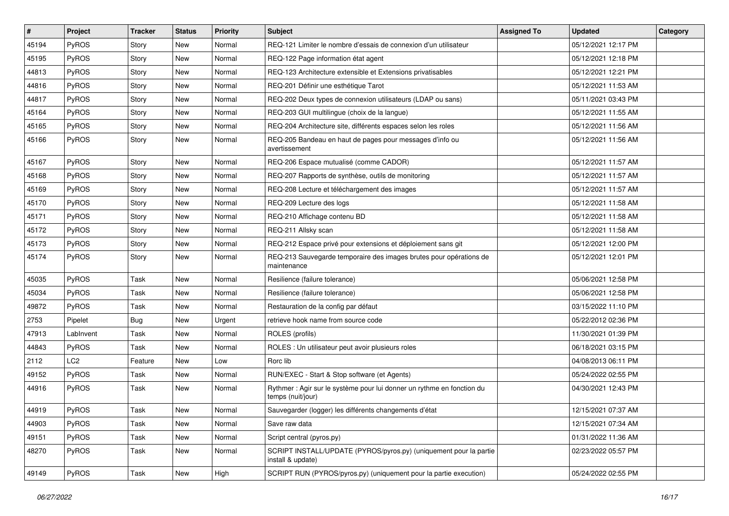| # | Project | Tracker | Status | Priority | Subject | Assigned To | Updated | Category |
|---|---|---|---|---|---|---|---|---|
| 45194 | PyROS | Story | New | Normal | REQ-121 Limiter le nombre d'essais de connexion d'un utilisateur | | 05/12/2021 12:17 PM | |
| 45195 | PyROS | Story | New | Normal | REQ-122 Page information état agent | | 05/12/2021 12:18 PM | |
| 44813 | PyROS | Story | New | Normal | REQ-123 Architecture extensible et Extensions privatisables | | 05/12/2021 12:21 PM | |
| 44816 | PyROS | Story | New | Normal | REQ-201 Définir une esthétique Tarot | | 05/12/2021 11:53 AM | |
| 44817 | PyROS | Story | New | Normal | REQ-202 Deux types de connexion utilisateurs (LDAP ou sans) | | 05/11/2021 03:43 PM | |
| 45164 | PyROS | Story | New | Normal | REQ-203 GUI multilingue (choix de la langue) | | 05/12/2021 11:55 AM | |
| 45165 | PyROS | Story | New | Normal | REQ-204 Architecture site, différents espaces selon les roles | | 05/12/2021 11:56 AM | |
| 45166 | PyROS | Story | New | Normal | REQ-205 Bandeau en haut de pages pour messages d'info ou avertissement | | 05/12/2021 11:56 AM | |
| 45167 | PyROS | Story | New | Normal | REQ-206 Espace mutualisé (comme CADOR) | | 05/12/2021 11:57 AM | |
| 45168 | PyROS | Story | New | Normal | REQ-207 Rapports de synthèse, outils de monitoring | | 05/12/2021 11:57 AM | |
| 45169 | PyROS | Story | New | Normal | REQ-208 Lecture et téléchargement des images | | 05/12/2021 11:57 AM | |
| 45170 | PyROS | Story | New | Normal | REQ-209 Lecture des logs | | 05/12/2021 11:58 AM | |
| 45171 | PyROS | Story | New | Normal | REQ-210 Affichage contenu BD | | 05/12/2021 11:58 AM | |
| 45172 | PyROS | Story | New | Normal | REQ-211 Allsky scan | | 05/12/2021 11:58 AM | |
| 45173 | PyROS | Story | New | Normal | REQ-212 Espace privé pour extensions et déploiement sans git | | 05/12/2021 12:00 PM | |
| 45174 | PyROS | Story | New | Normal | REQ-213 Sauvegarde temporaire des images brutes pour opérations de maintenance | | 05/12/2021 12:01 PM | |
| 45035 | PyROS | Task | New | Normal | Resilience (failure tolerance) | | 05/06/2021 12:58 PM | |
| 45034 | PyROS | Task | New | Normal | Resilience (failure tolerance) | | 05/06/2021 12:58 PM | |
| 49872 | PyROS | Task | New | Normal | Restauration de la config par défaut | | 03/15/2022 11:10 PM | |
| 2753 | Pipelet | Bug | New | Urgent | retrieve hook name from source code | | 05/22/2012 02:36 PM | |
| 47913 | LabInvent | Task | New | Normal | ROLES (profils) | | 11/30/2021 01:39 PM | |
| 44843 | PyROS | Task | New | Normal | ROLES : Un utilisateur peut avoir plusieurs roles | | 06/18/2021 03:15 PM | |
| 2112 | LC2 | Feature | New | Low | Rorc lib | | 04/08/2013 06:11 PM | |
| 49152 | PyROS | Task | New | Normal | RUN/EXEC - Start & Stop software (et Agents) | | 05/24/2022 02:55 PM | |
| 44916 | PyROS | Task | New | Normal | Rythmer : Agir sur le système pour lui donner un rythme en fonction du temps (nuit/jour) | | 04/30/2021 12:43 PM | |
| 44919 | PyROS | Task | New | Normal | Sauvegarder (logger) les différents changements d'état | | 12/15/2021 07:37 AM | |
| 44903 | PyROS | Task | New | Normal | Save raw data | | 12/15/2021 07:34 AM | |
| 49151 | PyROS | Task | New | Normal | Script central (pyros.py) | | 01/31/2022 11:36 AM | |
| 48270 | PyROS | Task | New | Normal | SCRIPT INSTALL/UPDATE (PYROS/pyros.py) (uniquement pour la partie install & update) | | 02/23/2022 05:57 PM | |
| 49149 | PyROS | Task | New | High | SCRIPT RUN (PYROS/pyros.py) (uniquement pour la partie execution) | | 05/24/2022 02:55 PM | |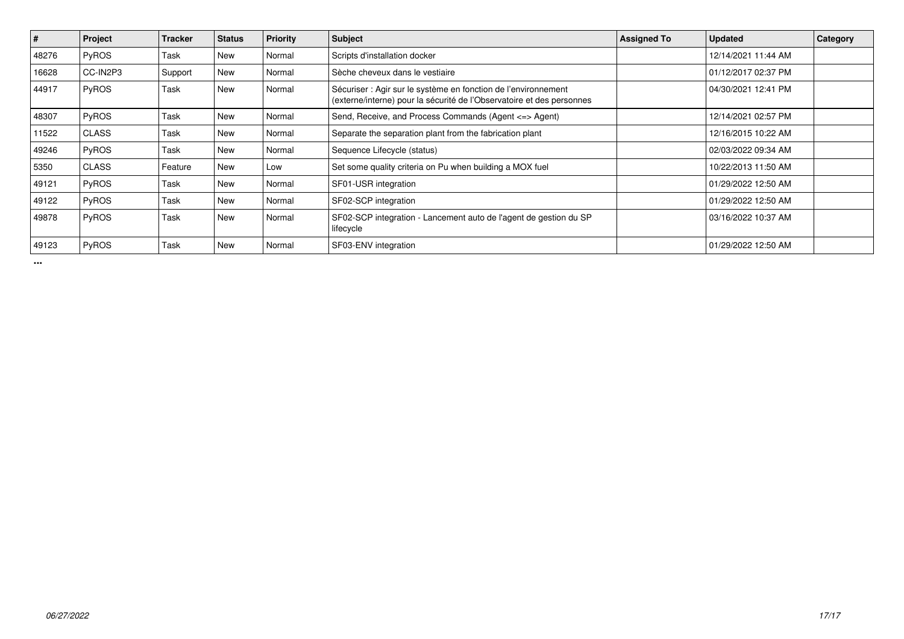| # | Project | Tracker | Status | Priority | Subject | Assigned To | Updated | Category |
|---|---|---|---|---|---|---|---|---|
| 48276 | PyROS | Task | New | Normal | Scripts d'installation docker | | 12/14/2021 11:44 AM | |
| 16628 | CC-IN2P3 | Support | New | Normal | Sèche cheveux dans le vestiaire | | 01/12/2017 02:37 PM | |
| 44917 | PyROS | Task | New | Normal | Sécuriser : Agir sur le système en fonction de l'environnement (externe/interne) pour la sécurité de l'Observatoire et des personnes | | 04/30/2021 12:41 PM | |
| 48307 | PyROS | Task | New | Normal | Send, Receive, and Process Commands (Agent <=> Agent) | | 12/14/2021 02:57 PM | |
| 11522 | CLASS | Task | New | Normal | Separate the separation plant from the fabrication plant | | 12/16/2015 10:22 AM | |
| 49246 | PyROS | Task | New | Normal | Sequence Lifecycle (status) | | 02/03/2022 09:34 AM | |
| 5350 | CLASS | Feature | New | Low | Set some quality criteria on Pu when building a MOX fuel | | 10/22/2013 11:50 AM | |
| 49121 | PyROS | Task | New | Normal | SF01-USR integration | | 01/29/2022 12:50 AM | |
| 49122 | PyROS | Task | New | Normal | SF02-SCP integration | | 01/29/2022 12:50 AM | |
| 49878 | PyROS | Task | New | Normal | SF02-SCP integration - Lancement auto de l'agent de gestion du SP lifecycle | | 03/16/2022 10:37 AM | |
| 49123 | PyROS | Task | New | Normal | SF03-ENV integration | | 01/29/2022 12:50 AM | |

...